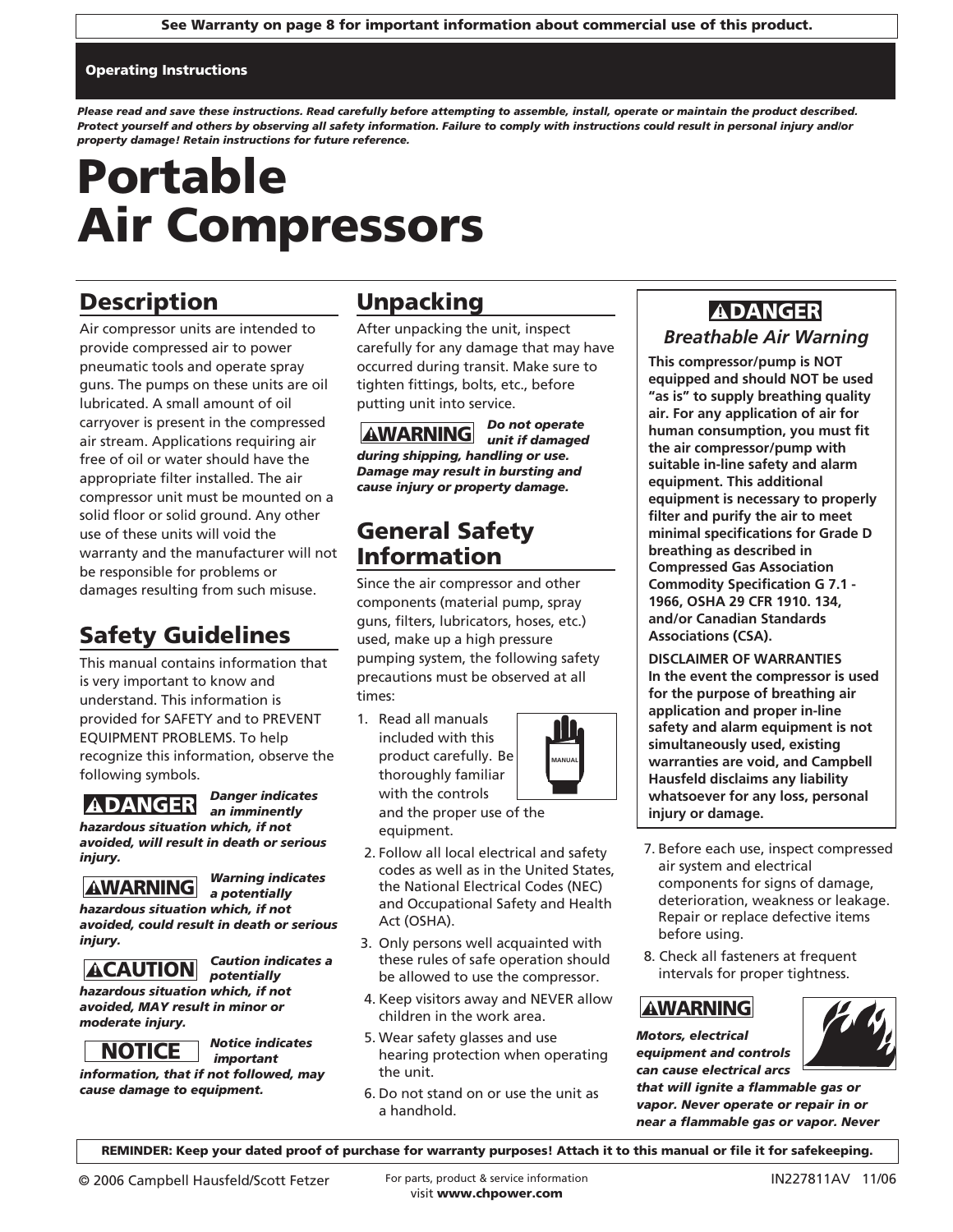**See Warranty on page 8 for important information about commercial use of this product.**

**Operating Instructions**

***Please read and save these instructions. Read carefully before attempting to assemble, install, operate or maintain the product described. Protect yourself and others by observing all safety information. Failure to comply with instructions could result in personal injury and/or property damage! Retain instructions for future reference.***

# Portable Air Compressors

## Description

Air compressor units are intended to provide compressed air to power pneumatic tools and operate spray guns. The pumps on these units are oil lubricated. A small amount of oil carryover is present in the compressed air stream. Applications requiring air free of oil or water should have the appropriate filter installed. The air compressor unit must be mounted on a solid floor or solid ground. Any other use of these units will void the warranty and the manufacturer will not be responsible for problems or damages resulting from such misuse.

## Safety Guidelines

This manual contains information that is very important to know and understand. This information is provided for SAFETY and to PREVENT EQUIPMENT PROBLEMS. To help recognize this information, observe the following symbols.

**⚠DANGER** ***Danger indicates an imminently hazardous situation which, if not avoided, will result in death or serious injury.***

**⚠WARNING** ***Warning indicates a potentially hazardous situation which, if not avoided, could result in death or serious injury.***

**⚠CAUTION** ***Caution indicates a potentially hazardous situation which, if not avoided, MAY result in minor or moderate injury.***

**NOTICE** ***Notice indicates important information, that if not followed, may cause damage to equipment.***

## Unpacking

After unpacking the unit, inspect carefully for any damage that may have occurred during transit. Make sure to tighten fittings, bolts, etc., before putting unit into service.

**⚠WARNING** ***Do not operate unit if damaged during shipping, handling or use. Damage may result in bursting and cause injury or property damage.***

## General Safety Information

Since the air compressor and other components (material pump, spray guns, filters, lubricators, hoses, etc.) used, make up a high pressure pumping system, the following safety precautions must be observed at all times:

1. Read all manuals included with this product carefully. Be thoroughly familiar with the controls and the proper use of the equipment.
2. Follow all local electrical and safety codes as well as in the United States, the National Electrical Codes (NEC) and Occupational Safety and Health Act (OSHA).
3. Only persons well acquainted with these rules of safe operation should be allowed to use the compressor.
4. Keep visitors away and NEVER allow children in the work area.
5. Wear safety glasses and use hearing protection when operating the unit.
6. Do not stand on or use the unit as a handhold.

**⚠DANGER**

*Breathable Air Warning*

**This compressor/pump is NOT equipped and should NOT be used "as is" to supply breathing quality air. For any application of air for human consumption, you must fit the air compressor/pump with suitable in-line safety and alarm equipment. This additional equipment is necessary to properly filter and purify the air to meet minimal specifications for Grade D breathing as described in Compressed Gas Association Commodity Specification G 7.1 - 1966, OSHA 29 CFR 1910. 134, and/or Canadian Standards Associations (CSA).**

**DISCLAIMER OF WARRANTIES**
**In the event the compressor is used for the purpose of breathing air application and proper in-line safety and alarm equipment is not simultaneously used, existing warranties are void, and Campbell Hausfeld disclaims any liability whatsoever for any loss, personal injury or damage.**

7. Before each use, inspect compressed air system and electrical components for signs of damage, deterioration, weakness or leakage. Repair or replace defective items before using.
8. Check all fasteners at frequent intervals for proper tightness.

**⚠WARNING**

***Motors, electrical equipment and controls can cause electrical arcs that will ignite a flammable gas or vapor. Never operate or repair in or near a flammable gas or vapor. Never***

**REMINDER: Keep your dated proof of purchase for warranty purposes! Attach it to this manual or file it for safekeeping.**

© 2006 Campbell Hausfeld/Scott Fetzer — For parts, product & service information visit **www.chpower.com** — IN227811AV 11/06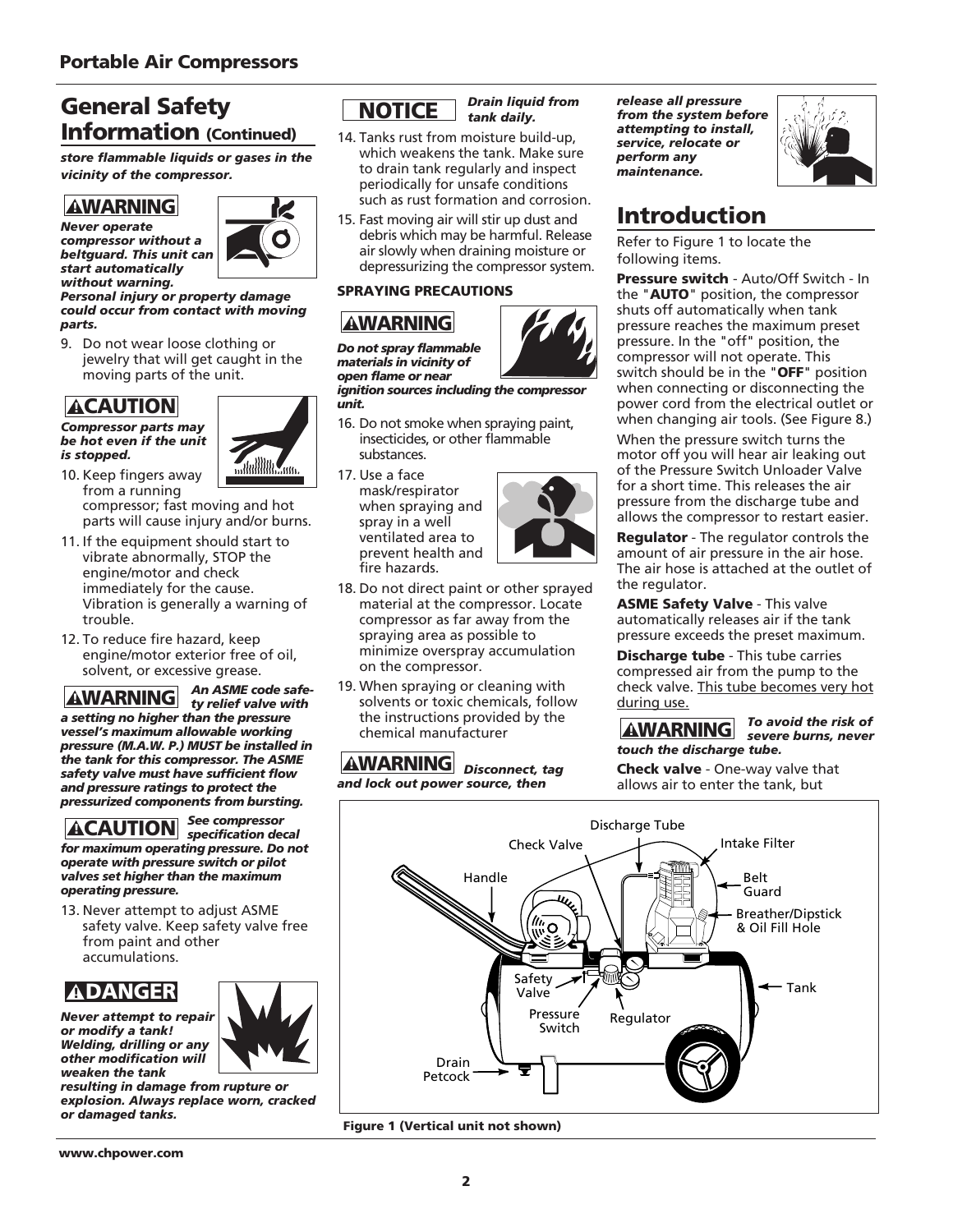## General Safety Information (Continued)

***store flammable liquids or gases in the vicinity of the compressor.***

**⚠WARNING**

***Never operate compressor without a beltguard. This unit can start automatically without warning. Personal injury or property damage could occur from contact with moving parts.***

9. Do not wear loose clothing or jewelry that will get caught in the moving parts of the unit.

**⚠CAUTION**

***Compressor parts may be hot even if the unit is stopped.***

10. Keep fingers away from a running compressor; fast moving and hot parts will cause injury and/or burns.
11. If the equipment should start to vibrate abnormally, STOP the engine/motor and check immediately for the cause. Vibration is generally a warning of trouble.
12. To reduce fire hazard, keep engine/motor exterior free of oil, solvent, or excessive grease.

**⚠WARNING** ***An ASME code safety relief valve with a setting no higher than the pressure vessel's maximum allowable working pressure (M.A.W. P.) MUST be installed in the tank for this compressor. The ASME safety valve must have sufficient flow and pressure ratings to protect the pressurized components from bursting.***

**⚠CAUTION** ***See compressor specification decal for maximum operating pressure. Do not operate with pressure switch or pilot valves set higher than the maximum operating pressure.***

13. Never attempt to adjust ASME safety valve. Keep safety valve free from paint and other accumulations.

**⚠DANGER**

***Never attempt to repair or modify a tank! Welding, drilling or any other modification will weaken the tank resulting in damage from rupture or explosion. Always replace worn, cracked or damaged tanks.***

**NOTICE** ***Drain liquid from tank daily.***

14. Tanks rust from moisture build-up, which weakens the tank. Make sure to drain tank regularly and inspect periodically for unsafe conditions such as rust formation and corrosion.
15. Fast moving air will stir up dust and debris which may be harmful. Release air slowly when draining moisture or depressurizing the compressor system.

**SPRAYING PRECAUTIONS**

**⚠WARNING**

***Do not spray flammable materials in vicinity of open flame or near ignition sources including the compressor unit.***

16. Do not smoke when spraying paint, insecticides, or other flammable substances.
17. Use a face mask/respirator when spraying and spray in a well ventilated area to prevent health and fire hazards.
18. Do not direct paint or other sprayed material at the compressor. Locate compressor as far away from the spraying area as possible to minimize overspray accumulation on the compressor.
19. When spraying or cleaning with solvents or toxic chemicals, follow the instructions provided by the chemical manufacturer

**⚠WARNING** ***Disconnect, tag and lock out power source, then release all pressure from the system before attempting to install, service, relocate or perform any maintenance.***

## Introduction

Refer to Figure 1 to locate the following items.

**Pressure switch** - Auto/Off Switch - In the "**AUTO**" position, the compressor shuts off automatically when tank pressure reaches the maximum preset pressure. In the "off" position, the compressor will not operate. This switch should be in the "**OFF**" position when connecting or disconnecting the power cord from the electrical outlet or when changing air tools. (See Figure 8.)

When the pressure switch turns the motor off you will hear air leaking out of the Pressure Switch Unloader Valve for a short time. This releases the air pressure from the discharge tube and allows the compressor to restart easier.

**Regulator** - The regulator controls the amount of air pressure in the air hose. The air hose is attached at the outlet of the regulator.

**ASME Safety Valve** - This valve automatically releases air if the tank pressure exceeds the preset maximum.

**Discharge tube** - This tube carries compressed air from the pump to the check valve. This tube becomes very hot during use.

**⚠WARNING** ***To avoid the risk of severe burns, never touch the discharge tube.***

**Check valve** - One-way valve that allows air to enter the tank, but

Discharge Tube, Check Valve, Intake Filter, Handle, Belt Guard, Breather/Dipstick & Oil Fill Hole, Safety Valve, Tank, Pressure Switch, Regulator, Drain Petcock

**Figure 1 (Vertical unit not shown)**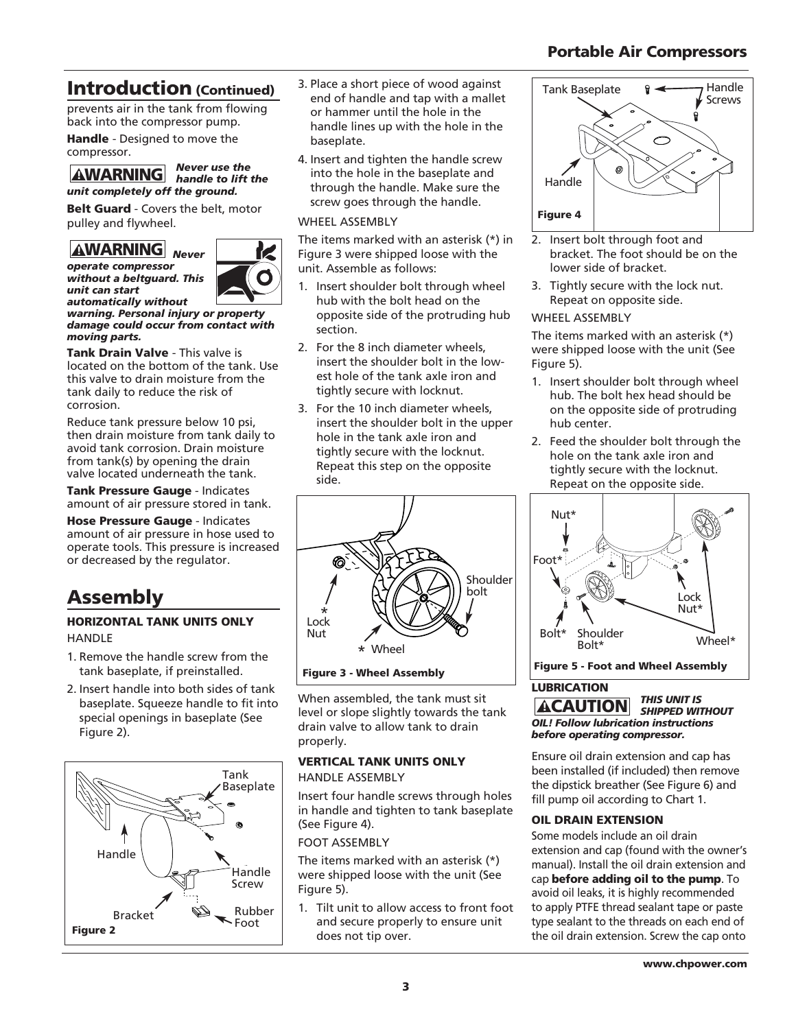## Introduction (Continued)

prevents air in the tank from flowing back into the compressor pump.

**Handle** - Designed to move the compressor.

**⚠WARNING** ***Never use the handle to lift the unit completely off the ground.***

**Belt Guard** - Covers the belt, motor pulley and flywheel.

**⚠WARNING** ***Never operate compressor without a beltguard. This unit can start automatically without warning. Personal injury or property damage could occur from contact with moving parts.***

**Tank Drain Valve** - This valve is located on the bottom of the tank. Use this valve to drain moisture from the tank daily to reduce the risk of corrosion.

Reduce tank pressure below 10 psi, then drain moisture from tank daily to avoid tank corrosion. Drain moisture from tank(s) by opening the drain valve located underneath the tank.

**Tank Pressure Gauge** - Indicates amount of air pressure stored in tank.

**Hose Pressure Gauge** - Indicates amount of air pressure in hose used to operate tools. This pressure is increased or decreased by the regulator.

## Assembly

### HORIZONTAL TANK UNITS ONLY

HANDLE

1. Remove the handle screw from the tank baseplate, if preinstalled.
2. Insert handle into both sides of tank baseplate. Squeeze handle to fit into special openings in baseplate (See Figure 2).

Figure 2

3. Place a short piece of wood against end of handle and tap with a mallet or hammer until the hole in the handle lines up with the hole in the baseplate.
4. Insert and tighten the handle screw into the hole in the baseplate and through the handle. Make sure the screw goes through the handle.

WHEEL ASSEMBLY

The items marked with an asterisk (*) in Figure 3 were shipped loose with the unit. Assemble as follows:

1. Insert shoulder bolt through wheel hub with the bolt head on the opposite side of the protruding hub section.
2. For the 8 inch diameter wheels, insert the shoulder bolt in the lowest hole of the tank axle iron and tightly secure with locknut.
3. For the 10 inch diameter wheels, insert the shoulder bolt in the upper hole in the tank axle iron and tightly secure with the locknut. Repeat this step on the opposite side.

Figure 3 - Wheel Assembly

When assembled, the tank must sit level or slope slightly towards the tank drain valve to allow tank to drain properly.

### VERTICAL TANK UNITS ONLY

HANDLE ASSEMBLY

Insert four handle screws through holes in handle and tighten to tank baseplate (See Figure 4).

FOOT ASSEMBLY

The items marked with an asterisk (*) were shipped loose with the unit (See Figure 5).

1. Tilt unit to allow access to front foot and secure properly to ensure unit does not tip over.

Figure 4

2. Insert bolt through foot and bracket. The foot should be on the lower side of bracket.
3. Tightly secure with the lock nut. Repeat on opposite side.

WHEEL ASSEMBLY

The items marked with an asterisk (*) were shipped loose with the unit (See Figure 5).

1. Insert shoulder bolt through wheel hub. The bolt hex head should be on the opposite side of protruding hub center.
2. Feed the shoulder bolt through the hole on the tank axle iron and tightly secure with the locknut. Repeat on the opposite side.

Figure 5 - Foot and Wheel Assembly

### LUBRICATION

**⚠CAUTION** ***THIS UNIT IS SHIPPED WITHOUT OIL! Follow lubrication instructions before operating compressor.***

Ensure oil drain extension and cap has been installed (if included) then remove the dipstick breather (See Figure 6) and fill pump oil according to Chart 1.

### OIL DRAIN EXTENSION

Some models include an oil drain extension and cap (found with the owner's manual). Install the oil drain extension and cap **before adding oil to the pump**. To avoid oil leaks, it is highly recommended to apply PTFE thread sealant tape or paste type sealant to the threads on each end of the oil drain extension. Screw the cap onto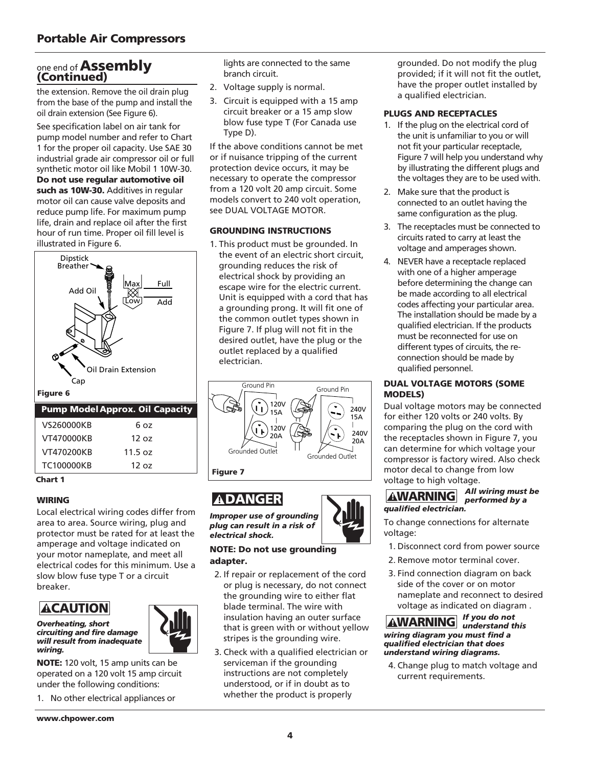## Assembly (Continued)

one end of the extension. Remove the oil drain plug from the base of the pump and install the oil drain extension (See Figure 6).

See specification label on air tank for pump model number and refer to Chart 1 for the proper oil capacity. Use SAE 30 industrial grade air compressor oil or full synthetic motor oil like Mobil 1 10W-30. **Do not use regular automotive oil such as 10W-30.** Additives in regular motor oil can cause valve deposits and reduce pump life. For maximum pump life, drain and replace oil after the first hour of run time. Proper oil fill level is illustrated in Figure 6.

Dipstick Breather, Add Oil, Max, Low, Full, Add, Oil Drain Extension, Cap

**Figure 6**

| Pump Model | Approx. Oil Capacity |
|---|---|
| VS260000KB | 6 oz |
| VT470000KB | 12 oz |
| VT470200KB | 11.5 oz |
| TC100000KB | 12 oz |

**Chart 1**

### WIRING

Local electrical wiring codes differ from area to area. Source wiring, plug and protector must be rated for at least the amperage and voltage indicated on your motor nameplate, and meet all electrical codes for this minimum. Use a slow blow fuse type T or a circuit breaker.

**⚠CAUTION**

***Overheating, short circuiting and fire damage will result from inadequate wiring.***

**NOTE:** 120 volt, 15 amp units can be operated on a 120 volt 15 amp circuit under the following conditions:

1. No other electrical appliances or lights are connected to the same branch circuit.
2. Voltage supply is normal.
3. Circuit is equipped with a 15 amp circuit breaker or a 15 amp slow blow fuse type T (For Canada use Type D).

If the above conditions cannot be met or if nuisance tripping of the current protection device occurs, it may be necessary to operate the compressor from a 120 volt 20 amp circuit. Some models convert to 240 volt operation, see DUAL VOLTAGE MOTOR.

### GROUNDING INSTRUCTIONS

1. This product must be grounded. In the event of an electric short circuit, grounding reduces the risk of electrical shock by providing an escape wire for the electric current. Unit is equipped with a cord that has a grounding prong. It will fit one of the common outlet types shown in Figure 7. If plug will not fit in the desired outlet, have the plug or the outlet replaced by a qualified electrician.

Ground Pin, 120V 15A, 120V 20A, Grounded Outlet, Ground Pin, 240V 15A, 240V 20A, Grounded Outlet

**Figure 7**

**⚠DANGER**

***Improper use of grounding plug can result in a risk of electrical shock.***

**NOTE: Do not use grounding adapter.**

2. If repair or replacement of the cord or plug is necessary, do not connect the grounding wire to either flat blade terminal. The wire with insulation having an outer surface that is green with or without yellow stripes is the grounding wire.
3. Check with a qualified electrician or serviceman if the grounding instructions are not completely understood, or if in doubt as to whether the product is properly grounded. Do not modify the plug provided; if it will not fit the outlet, have the proper outlet installed by a qualified electrician.

### PLUGS AND RECEPTACLES

1. If the plug on the electrical cord of the unit is unfamiliar to you or will not fit your particular receptacle, Figure 7 will help you understand why by illustrating the different plugs and the voltages they are to be used with.
2. Make sure that the product is connected to an outlet having the same configuration as the plug.
3. The receptacles must be connected to circuits rated to carry at least the voltage and amperages shown.
4. NEVER have a receptacle replaced with one of a higher amperage before determining the change can be made according to all electrical codes affecting your particular area. The installation should be made by a qualified electrician. If the products must be reconnected for use on different types of circuits, the re-connection should be made by qualified personnel.

### DUAL VOLTAGE MOTORS (SOME MODELS)

Dual voltage motors may be connected for either 120 volts or 240 volts. By comparing the plug on the cord with the receptacles shown in Figure 7, you can determine for which voltage your compressor is factory wired. Also check motor decal to change from low voltage to high voltage.

**⚠WARNING** ***All wiring must be performed by a qualified electrician.***

To change connections for alternate voltage:

1. Disconnect cord from power source
2. Remove motor terminal cover.
3. Find connection diagram on back side of the cover or on motor nameplate and reconnect to desired voltage as indicated on diagram .

**⚠WARNING** ***If you do not understand this wiring diagram you must find a qualified electrician that does understand wiring diagrams.***

4. Change plug to match voltage and current requirements.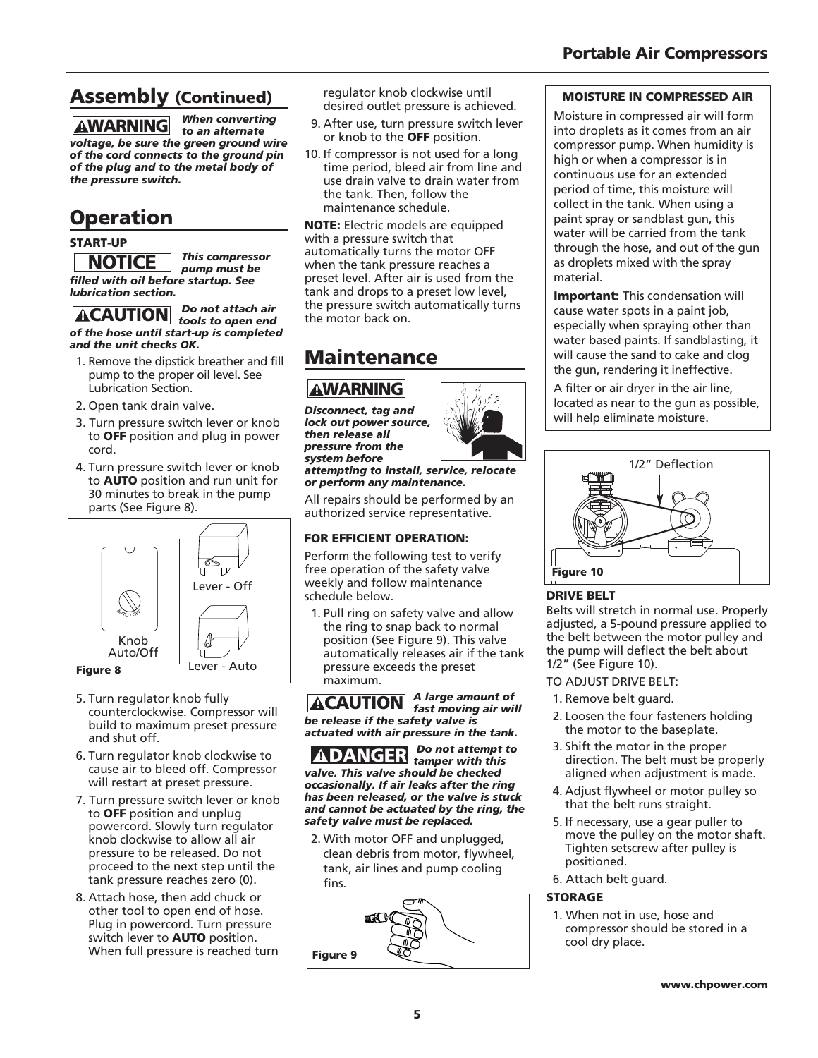## Assembly (Continued)

**⚠WARNING** ***When converting to an alternate voltage, be sure the green ground wire of the cord connects to the ground pin of the plug and to the metal body of the pressure switch.***

## Operation

**START-UP**

**NOTICE** ***This compressor pump must be filled with oil before startup. See lubrication section.***

**⚠CAUTION** ***Do not attach air tools to open end of the hose until start-up is completed and the unit checks OK.***

1. Remove the dipstick breather and fill pump to the proper oil level. See Lubrication Section.
2. Open tank drain valve.
3. Turn pressure switch lever or knob to **OFF** position and plug in power cord.
4. Turn pressure switch lever or knob to **AUTO** position and run unit for 30 minutes to break in the pump parts (See Figure 8).

Knob Auto/Off

Lever - Off

Lever - Auto

**Figure 8**

5. Turn regulator knob fully counterclockwise. Compressor will build to maximum preset pressure and shut off.
6. Turn regulator knob clockwise to cause air to bleed off. Compressor will restart at preset pressure.
7. Turn pressure switch lever or knob to **OFF** position and unplug powercord. Slowly turn regulator knob clockwise to allow all air pressure to be released. Do not proceed to the next step until the tank pressure reaches zero (0).
8. Attach hose, then add chuck or other tool to open end of hose. Plug in powercord. Turn pressure switch lever to **AUTO** position. When full pressure is reached turn regulator knob clockwise until desired outlet pressure is achieved.
9. After use, turn pressure switch lever or knob to the **OFF** position.
10. If compressor is not used for a long time period, bleed air from line and use drain valve to drain water from the tank. Then, follow the maintenance schedule.

**NOTE:** Electric models are equipped with a pressure switch that automatically turns the motor OFF when the tank pressure reaches a preset level. After air is used from the tank and drops to a preset low level, the pressure switch automatically turns the motor back on.

## Maintenance

**⚠WARNING**

***Disconnect, tag and lock out power source, then release all pressure from the system before attempting to install, service, relocate or perform any maintenance.***

All repairs should be performed by an authorized service representative.

**FOR EFFICIENT OPERATION:**

Perform the following test to verify free operation of the safety valve weekly and follow maintenance schedule below.

1. Pull ring on safety valve and allow the ring to snap back to normal position (See Figure 9). This valve automatically releases air if the tank pressure exceeds the preset maximum.

**⚠CAUTION** ***A large amount of fast moving air will be release if the safety valve is actuated with air pressure in the tank.***

**⚠DANGER** ***Do not attempt to tamper with this valve. This valve should be checked occasionally. If air leaks after the ring has been released, or the valve is stuck and cannot be actuated by the ring, the safety valve must be replaced.***

2. With motor OFF and unplugged, clean debris from motor, flywheel, tank, air lines and pump cooling fins.

**Figure 9**

**MOISTURE IN COMPRESSED AIR**

Moisture in compressed air will form into droplets as it comes from an air compressor pump. When humidity is high or when a compressor is in continuous use for an extended period of time, this moisture will collect in the tank. When using a paint spray or sandblast gun, this water will be carried from the tank through the hose, and out of the gun as droplets mixed with the spray material.

**Important:** This condensation will cause water spots in a paint job, especially when spraying other than water based paints. If sandblasting, it will cause the sand to cake and clog the gun, rendering it ineffective.

A filter or air dryer in the air line, located as near to the gun as possible, will help eliminate moisture.

1/2" Deflection

**Figure 10**

**DRIVE BELT**

Belts will stretch in normal use. Properly adjusted, a 5-pound pressure applied to the belt between the motor pulley and the pump will deflect the belt about 1/2" (See Figure 10).

TO ADJUST DRIVE BELT:

1. Remove belt guard.
2. Loosen the four fasteners holding the motor to the baseplate.
3. Shift the motor in the proper direction. The belt must be properly aligned when adjustment is made.
4. Adjust flywheel or motor pulley so that the belt runs straight.
5. If necessary, use a gear puller to move the pulley on the motor shaft. Tighten setscrew after pulley is positioned.
6. Attach belt guard.

**STORAGE**

1. When not in use, hose and compressor should be stored in a cool dry place.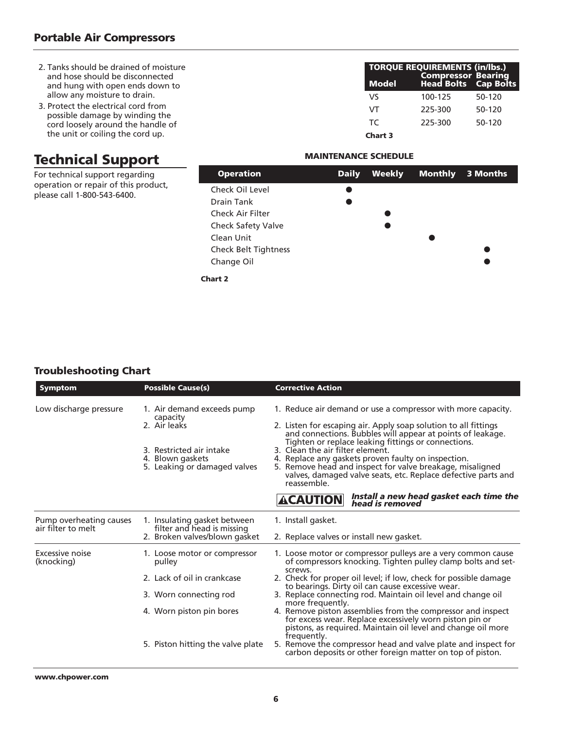2. Tanks should be drained of moisture and hose should be disconnected and hung with open ends down to allow any moisture to drain.
3. Protect the electrical cord from possible damage by winding the cord loosely around the handle of the unit or coiling the cord up.

| TORQUE REQUIREMENTS (in/lbs.) | | |
|---|---|---|
| Model | Compressor Head Bolts | Bearing Cap Bolts |
| VS | 100-125 | 50-120 |
| VT | 225-300 | 50-120 |
| TC | 225-300 | 50-120 |

**Chart 3**

## Technical Support

For technical support regarding operation or repair of this product, please call 1-800-543-6400.

**MAINTENANCE SCHEDULE**

| Operation | Daily | Weekly | Monthly | 3 Months |
|---|---|---|---|---|
| Check Oil Level | ● | | | |
| Drain Tank | ● | | | |
| Check Air Filter | | ● | | |
| Check Safety Valve | | ● | | |
| Clean Unit | | | ● | |
| Check Belt Tightness | | | | ● |
| Change Oil | | | | ● |

**Chart 2**

### Troubleshooting Chart

| Symptom | Possible Cause(s) | Corrective Action |
|---|---|---|
| Low discharge pressure | 1. Air demand exceeds pump capacity | 1. Reduce air demand or use a compressor with more capacity. |
| | 2. Air leaks | 2. Listen for escaping air. Apply soap solution to all fittings and connections. Bubbles will appear at points of leakage. Tighten or replace leaking fittings or connections. |
| | 3. Restricted air intake | 3. Clean the air filter element. |
| | 4. Blown gaskets | 4. Replace any gaskets proven faulty on inspection. |
| | 5. Leaking or damaged valves | 5. Remove head and inspect for valve breakage, misaligned valves, damaged valve seats, etc. Replace defective parts and reassemble. |
| | | **⚠CAUTION** ***Install a new head gasket each time the head is removed*** |
| Pump overheating causes air filter to melt | 1. Insulating gasket between filter and head is missing | 1. Install gasket. |
| | 2. Broken valves/blown gasket | 2. Replace valves or install new gasket. |
| Excessive noise (knocking) | 1. Loose motor or compressor pulley | 1. Loose motor or compressor pulleys are a very common cause of compressors knocking. Tighten pulley clamp bolts and set-screws. |
| | 2. Lack of oil in crankcase | 2. Check for proper oil level; if low, check for possible damage to bearings. Dirty oil can cause excessive wear. |
| | 3. Worn connecting rod | 3. Replace connecting rod. Maintain oil level and change oil more frequently. |
| | 4. Worn piston pin bores | 4. Remove piston assemblies from the compressor and inspect for excess wear. Replace excessively worn piston pin or pistons, as required. Maintain oil level and change oil more frequently. |
| | 5. Piston hitting the valve plate | 5. Remove the compressor head and valve plate and inspect for carbon deposits or other foreign matter on top of piston. |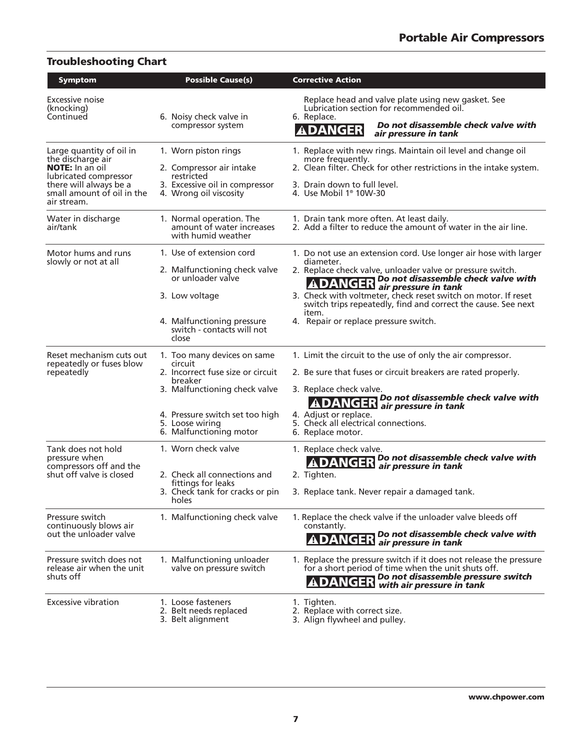## Troubleshooting Chart

| Symptom | Possible Cause(s) | Corrective Action |
|---|---|---|
| Excessive noise (knocking) Continued | 6. Noisy check valve in compressor system | Replace head and valve plate using new gasket. See Lubrication section for recommended oil.<br>6. Replace.<br>**⚠DANGER** ***Do not disassemble check valve with air pressure in tank*** |
| Large quantity of oil in the discharge air<br>**NOTE:** In an oil lubricated compressor there will always be a small amount of oil in the air stream. | 1. Worn piston rings<br>2. Compressor air intake restricted<br>3. Excessive oil in compressor<br>4. Wrong oil viscosity | 1. Replace with new rings. Maintain oil level and change oil more frequently.<br>2. Clean filter. Check for other restrictions in the intake system.<br>3. Drain down to full level.<br>4. Use Mobil 1® 10W-30 |
| Water in discharge air/tank | 1. Normal operation. The amount of water increases with humid weather | 1. Drain tank more often. At least daily.<br>2. Add a filter to reduce the amount of water in the air line. |
| Motor hums and runs slowly or not at all | 1. Use of extension cord<br>2. Malfunctioning check valve or unloader valve<br>3. Low voltage<br>4. Malfunctioning pressure switch - contacts will not close | 1. Do not use an extension cord. Use longer air hose with larger diameter.<br>2. Replace check valve, unloader valve or pressure switch.<br>**⚠DANGER** ***Do not disassemble check valve with air pressure in tank***<br>3. Check with voltmeter, check reset switch on motor. If reset switch trips repeatedly, find and correct the cause. See next item.<br>4. Repair or replace pressure switch. |
| Reset mechanism cuts out repeatedly or fuses blow repeatedly | 1. Too many devices on same circuit<br>2. Incorrect fuse size or circuit breaker<br>3. Malfunctioning check valve<br>4. Pressure switch set too high<br>5. Loose wiring<br>6. Malfunctioning motor | 1. Limit the circuit to the use of only the air compressor.<br>2. Be sure that fuses or circuit breakers are rated properly.<br>3. Replace check valve.<br>**⚠DANGER** ***Do not disassemble check valve with air pressure in tank***<br>4. Adjust or replace.<br>5. Check all electrical connections.<br>6. Replace motor. |
| Tank does not hold pressure when compressors off and the shut off valve is closed | 1. Worn check valve<br>2. Check all connections and fittings for leaks<br>3. Check tank for cracks or pin holes | 1. Replace check valve.<br>**⚠DANGER** ***Do not disassemble check valve with air pressure in tank***<br>2. Tighten.<br>3. Replace tank. Never repair a damaged tank. |
| Pressure switch continuously blows air out the unloader valve | 1. Malfunctioning check valve | 1. Replace the check valve if the unloader valve bleeds off constantly.<br>**⚠DANGER** ***Do not disassemble check valve with air pressure in tank*** |
| Pressure switch does not release air when the unit shuts off | 1. Malfunctioning unloader valve on pressure switch | 1. Replace the pressure switch if it does not release the pressure for a short period of time when the unit shuts off.<br>**⚠DANGER** ***Do not disassemble pressure switch with air pressure in tank*** |
| Excessive vibration | 1. Loose fasteners<br>2. Belt needs replaced<br>3. Belt alignment | 1. Tighten.<br>2. Replace with correct size.<br>3. Align flywheel and pulley. |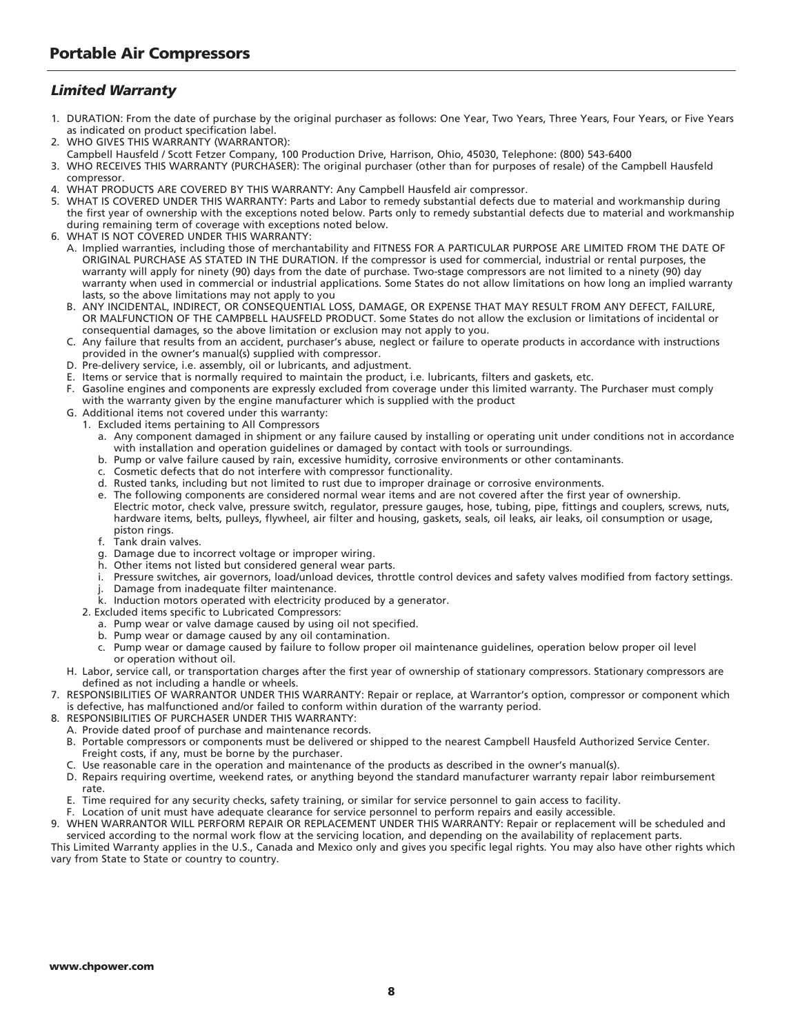## Portable Air Compressors

### *Limited Warranty*

1. DURATION: From the date of purchase by the original purchaser as follows: One Year, Two Years, Three Years, Four Years, or Five Years as indicated on product specification label.
2. WHO GIVES THIS WARRANTY (WARRANTOR):
   Campbell Hausfeld / Scott Fetzer Company, 100 Production Drive, Harrison, Ohio, 45030, Telephone: (800) 543-6400
3. WHO RECEIVES THIS WARRANTY (PURCHASER): The original purchaser (other than for purposes of resale) of the Campbell Hausfeld compressor.
4. WHAT PRODUCTS ARE COVERED BY THIS WARRANTY: Any Campbell Hausfeld air compressor.
5. WHAT IS COVERED UNDER THIS WARRANTY: Parts and Labor to remedy substantial defects due to material and workmanship during the first year of ownership with the exceptions noted below. Parts only to remedy substantial defects due to material and workmanship during remaining term of coverage with exceptions noted below.
6. WHAT IS NOT COVERED UNDER THIS WARRANTY:
   A. Implied warranties, including those of merchantability and FITNESS FOR A PARTICULAR PURPOSE ARE LIMITED FROM THE DATE OF ORIGINAL PURCHASE AS STATED IN THE DURATION. If the compressor is used for commercial, industrial or rental purposes, the warranty will apply for ninety (90) days from the date of purchase. Two-stage compressors are not limited to a ninety (90) day warranty when used in commercial or industrial applications. Some States do not allow limitations on how long an implied warranty lasts, so the above limitations may not apply to you
   B. ANY INCIDENTAL, INDIRECT, OR CONSEQUENTIAL LOSS, DAMAGE, OR EXPENSE THAT MAY RESULT FROM ANY DEFECT, FAILURE, OR MALFUNCTION OF THE CAMPBELL HAUSFELD PRODUCT. Some States do not allow the exclusion or limitations of incidental or consequential damages, so the above limitation or exclusion may not apply to you.
   C. Any failure that results from an accident, purchaser's abuse, neglect or failure to operate products in accordance with instructions provided in the owner's manual(s) supplied with compressor.
   D. Pre-delivery service, i.e. assembly, oil or lubricants, and adjustment.
   E. Items or service that is normally required to maintain the product, i.e. lubricants, filters and gaskets, etc.
   F. Gasoline engines and components are expressly excluded from coverage under this limited warranty. The Purchaser must comply with the warranty given by the engine manufacturer which is supplied with the product
   G. Additional items not covered under this warranty:
      1. Excluded items pertaining to All Compressors
         a. Any component damaged in shipment or any failure caused by installing or operating unit under conditions not in accordance with installation and operation guidelines or damaged by contact with tools or surroundings.
         b. Pump or valve failure caused by rain, excessive humidity, corrosive environments or other contaminants.
         c. Cosmetic defects that do not interfere with compressor functionality.
         d. Rusted tanks, including but not limited to rust due to improper drainage or corrosive environments.
         e. The following components are considered normal wear items and are not covered after the first year of ownership. Electric motor, check valve, pressure switch, regulator, pressure gauges, hose, tubing, pipe, fittings and couplers, screws, nuts, hardware items, belts, pulleys, flywheel, air filter and housing, gaskets, seals, oil leaks, air leaks, oil consumption or usage, piston rings.
         f. Tank drain valves.
         g. Damage due to incorrect voltage or improper wiring.
         h. Other items not listed but considered general wear parts.
         i. Pressure switches, air governors, load/unload devices, throttle control devices and safety valves modified from factory settings.
         j. Damage from inadequate filter maintenance.
         k. Induction motors operated with electricity produced by a generator.
      2. Excluded items specific to Lubricated Compressors:
         a. Pump wear or valve damage caused by using oil not specified.
         b. Pump wear or damage caused by any oil contamination.
         c. Pump wear or damage caused by failure to follow proper oil maintenance guidelines, operation below proper oil level or operation without oil.
   H. Labor, service call, or transportation charges after the first year of ownership of stationary compressors. Stationary compressors are defined as not including a handle or wheels.
7. RESPONSIBILITIES OF WARRANTOR UNDER THIS WARRANTY: Repair or replace, at Warrantor's option, compressor or component which is defective, has malfunctioned and/or failed to conform within duration of the warranty period.
8. RESPONSIBILITIES OF PURCHASER UNDER THIS WARRANTY:
   A. Provide dated proof of purchase and maintenance records.
   B. Portable compressors or components must be delivered or shipped to the nearest Campbell Hausfeld Authorized Service Center. Freight costs, if any, must be borne by the purchaser.
   C. Use reasonable care in the operation and maintenance of the products as described in the owner's manual(s).
   D. Repairs requiring overtime, weekend rates, or anything beyond the standard manufacturer warranty repair labor reimbursement rate.
   E. Time required for any security checks, safety training, or similar for service personnel to gain access to facility.
   F. Location of unit must have adequate clearance for service personnel to perform repairs and easily accessible.
9. WHEN WARRANTOR WILL PERFORM REPAIR OR REPLACEMENT UNDER THIS WARRANTY: Repair or replacement will be scheduled and serviced according to the normal work flow at the servicing location, and depending on the availability of replacement parts.

This Limited Warranty applies in the U.S., Canada and Mexico only and gives you specific legal rights. You may also have other rights which vary from State to State or country to country.

**www.chpower.com**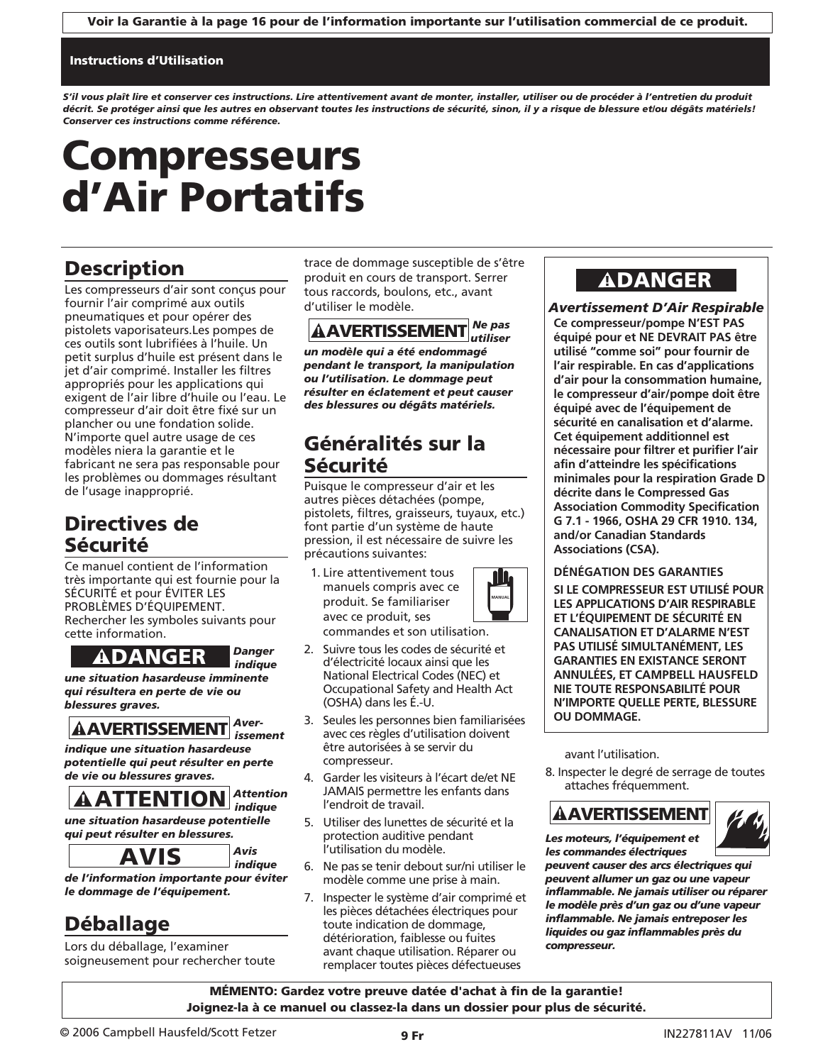**Voir la Garantie à la page 16 pour de l'information importante sur l'utilisation commercial de ce produit.**

**Instructions d'Utilisation**

***S'il vous plaît lire et conserver ces instructions. Lire attentivement avant de monter, installer, utiliser ou de procéder à l'entretien du produit décrit. Se protéger ainsi que les autres en observant toutes les instructions de sécurité, sinon, il y a risque de blessure et/ou dégâts matériels! Conserver ces instructions comme référence.***

# Compresseurs d'Air Portatifs

## Description

Les compresseurs d'air sont conçus pour fournir l'air comprimé aux outils pneumatiques et pour opérer des pistolets vaporisateurs.Les pompes de ces outils sont lubrifiées à l'huile. Un petit surplus d'huile est présent dans le jet d'air comprimé. Installer les filtres appropriés pour les applications qui exigent de l'air libre d'huile ou l'eau. Le compresseur d'air doit être fixé sur un plancher ou une fondation solide. N'importe quel autre usage de ces modèles niera la garantie et le fabricant ne sera pas responsable pour les problèmes ou dommages résultant de l'usage inapproprié.

## Directives de Sécurité

Ce manuel contient de l'information très importante qui est fournie pour la SÉCURITÉ et pour ÉVITER LES PROBLÈMES D'ÉQUIPEMENT. Rechercher les symboles suivants pour cette information.

**⚠DANGER** ***Danger indique une situation hasardeuse imminente qui résultera en perte de vie ou blessures graves.***

**⚠AVERTISSEMENT** ***Avertissement indique une situation hasardeuse potentielle qui peut résulter en perte de vie ou blessures graves.***

**⚠ATTENTION** ***Attention indique une situation hasardeuse potentielle qui peut résulter en blessures.***

**AVIS** ***Avis indique de l'information importante pour éviter le dommage de l'équipement.***

## Déballage

Lors du déballage, l'examiner soigneusement pour rechercher toute trace de dommage susceptible de s'être produit en cours de transport. Serrer tous raccords, boulons, etc., avant d'utiliser le modèle.

**⚠AVERTISSEMENT** ***Ne pas utiliser un modèle qui a été endommagé pendant le transport, la manipulation ou l'utilisation. Le dommage peut résulter en éclatement et peut causer des blessures ou dégâts matériels.***

## Généralités sur la Sécurité

Puisque le compresseur d'air et les autres pièces détachées (pompe, pistolets, filtres, graisseurs, tuyaux, etc.) font partie d'un système de haute pression, il est nécessaire de suivre les précautions suivantes:

1. Lire attentivement tous manuels compris avec ce produit. Se familiariser avec ce produit, ses commandes et son utilisation.
2. Suivre tous les codes de sécurité et d'électricité locaux ainsi que les National Electrical Codes (NEC) et Occupational Safety and Health Act (OSHA) dans les É.-U.
3. Seules les personnes bien familiarisées avec ces règles d'utilisation doivent être autorisées à se servir du compresseur.
4. Garder les visiteurs à l'écart de/et NE JAMAIS permettre les enfants dans l'endroit de travail.
5. Utiliser des lunettes de sécurité et la protection auditive pendant l'utilisation du modèle.
6. Ne pas se tenir debout sur/ni utiliser le modèle comme une prise à main.
7. Inspecter le système d'air comprimé et les pièces détachées électriques pour toute indication de dommage, détérioration, faiblesse ou fuites avant chaque utilisation. Réparer ou remplacer toutes pièces défectueuses avant l'utilisation.
8. Inspecter le degré de serrage de toutes attaches fréquemment.

**⚠DANGER**

***Avertissement D'Air Respirable***

**Ce compresseur/pompe N'EST PAS équipé pour et NE DEVRAIT PAS être utilisé "comme soi" pour fournir de l'air respirable. En cas d'applications d'air pour la consommation humaine, le compresseur d'air/pompe doit être équipé avec de l'équipement de sécurité en canalisation et d'alarme. Cet équipement additionnel est nécessaire pour filtrer et purifier l'air afin d'atteindre les spécifications minimales pour la respiration Grade D décrite dans le Compressed Gas Association Commodity Specification G 7.1 - 1966, OSHA 29 CFR 1910. 134, and/or Canadian Standards Associations (CSA).**

**DÉNÉGATION DES GARANTIES**

**SI LE COMPRESSEUR EST UTILISÉ POUR LES APPLICATIONS D'AIR RESPIRABLE ET L'ÉQUIPEMENT DE SÉCURITÉ EN CANALISATION ET D'ALARME N'EST PAS UTILISÉ SIMULTANÉMENT, LES GARANTIES EN EXISTANCE SERONT ANNULÉES, ET CAMPBELL HAUSFELD NIE TOUTE RESPONSABILITÉ POUR N'IMPORTE QUELLE PERTE, BLESSURE OU DOMMAGE.**

**⚠AVERTISSEMENT** ***Les moteurs, l'équipement et les commandes électriques peuvent causer des arcs électriques qui peuvent allumer un gaz ou une vapeur inflammable. Ne jamais utiliser ou réparer le modèle près d'un gaz ou d'une vapeur inflammable. Ne jamais entreposer les liquides ou gaz inflammables près du compresseur.***

**MÉMENTO: Gardez votre preuve datée d'achat à fin de la garantie! Joignez-la à ce manuel ou classez-la dans un dossier pour plus de sécurité.**

© 2006 Campbell Hausfeld/Scott Fetzer IN227811AV 11/06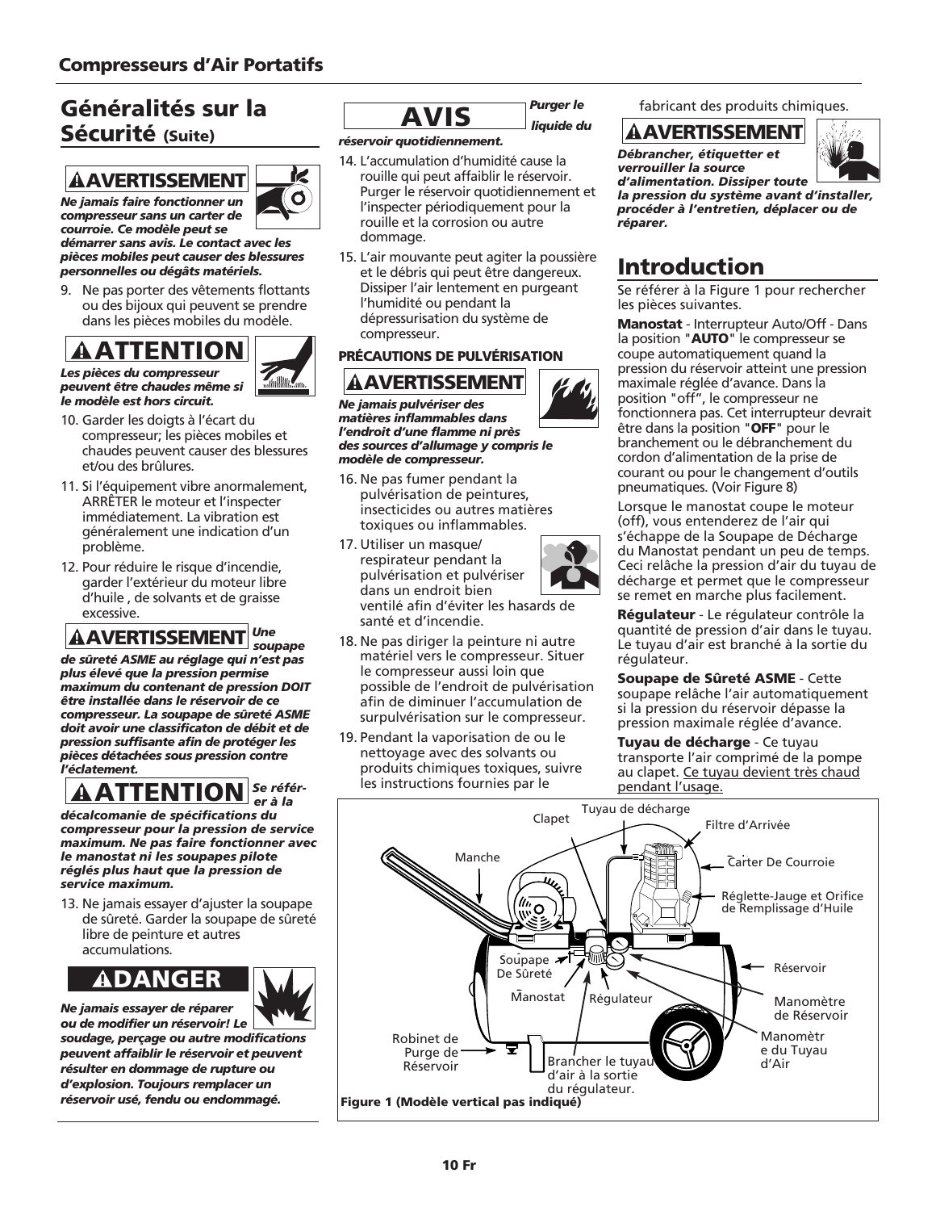## Généralités sur la Sécurité (Suite)

**⚠AVERTISSEMENT**

***Ne jamais faire fonctionner un compresseur sans un carter de courroie. Ce modèle peut se démarrer sans avis. Le contact avec les pièces mobiles peut causer des blessures personnelles ou dégâts matériels.***

9. Ne pas porter des vêtements flottants ou des bijoux qui peuvent se prendre dans les pièces mobiles du modèle.

**⚠ATTENTION**

***Les pièces du compresseur peuvent être chaudes même si le modèle est hors circuit.***

10. Garder les doigts à l'écart du compresseur; les pièces mobiles et chaudes peuvent causer des blessures et/ou des brûlures.
11. Si l'équipement vibre anormalement, ARRÊTER le moteur et l'inspecter immédiatement. La vibration est généralement une indication d'un problème.
12. Pour réduire le risque d'incendie, garder l'extérieur du moteur libre d'huile , de solvants et de graisse excessive.

**⚠AVERTISSEMENT** ***Une soupape de sûreté ASME au réglage qui n'est pas plus élevé que la pression permise maximum du contenant de pression DOIT être installée dans le réservoir de ce compresseur. La soupape de sûreté ASME doit avoir une classificaton de débit et de pression suffisante afin de protéger les pièces détachées sous pression contre l'éclatement.***

**⚠ATTENTION** ***Se référer à la décalcomanie de spécifications du compresseur pour la pression de service maximum. Ne pas faire fonctionner avec le manostat ni les soupapes pilote réglés plus haut que la pression de service maximum.***

13. Ne jamais essayer d'ajuster la soupape de sûreté. Garder la soupape de sûreté libre de peinture et autres accumulations.

**⚠DANGER**

***Ne jamais essayer de réparer ou de modifier un réservoir! Le soudage, perçage ou autre modifications peuvent affaiblir le réservoir et peuvent résulter en dommage de rupture ou d'explosion. Toujours remplacer un réservoir usé, fendu ou endommagé.***

**AVIS** ***Purger le liquide du réservoir quotidiennement.***

14. L'accumulation d'humidité cause la rouille qui peut affaiblir le réservoir. Purger le réservoir quotidiennement et l'inspecter périodiquement pour la rouille et la corrosion ou autre dommage.
15. L'air mouvante peut agiter la poussière et le débris qui peut être dangereux. Dissiper l'air lentement en purgeant l'humidité ou pendant la dépressurisation du système de compresseur.

**PRÉCAUTIONS DE PULVÉRISATION**

**⚠AVERTISSEMENT**

***Ne jamais pulvériser des matières inflammables dans l'endroit d'une flamme ni près des sources d'allumage y compris le modèle de compresseur.***

16. Ne pas fumer pendant la pulvérisation de peintures, insecticides ou autres matières toxiques ou inflammables.
17. Utiliser un masque/ respirateur pendant la pulvérisation et pulvériser dans un endroit bien ventilé afin d'éviter les hasards de santé et d'incendie.
18. Ne pas diriger la peinture ni autre matériel vers le compresseur. Situer le compresseur aussi loin que possible de l'endroit de pulvérisation afin de diminuer l'accumulation de surpulvérisation sur le compresseur.
19. Pendant la vaporisation de ou le nettoyage avec des solvants ou produits chimiques toxiques, suivre les instructions fournies par le fabricant des produits chimiques.

**⚠AVERTISSEMENT**

***Débrancher, étiquetter et verrouiller la source d'alimentation. Dissiper toute la pression du système avant d'installer, procéder à l'entretien, déplacer ou de réparer.***

## Introduction

Se référer à la Figure 1 pour rechercher les pièces suivantes.

**Manostat** - Interrupteur Auto/Off - Dans la position "**AUTO**" le compresseur se coupe automatiquement quand la pression du réservoir atteint une pression maximale réglée d'avance. Dans la position "off", le compresseur ne fonctionnera pas. Cet interrupteur devrait être dans la position "**OFF**" pour le branchement ou le débranchement du cordon d'alimentation de la prise de courant ou pour le changement d'outils pneumatiques. (Voir Figure 8)

Lorsque le manostat coupe le moteur (off), vous entenderez de l'air qui s'échappe de la Soupape de Décharge du Manostat pendant un peu de temps. Ceci relâche la pression d'air du tuyau de décharge et permet que le compresseur se remet en marche plus facilement.

**Régulateur** - Le régulateur contrôle la quantité de pression d'air dans le tuyau. Le tuyau d'air est branché à la sortie du régulateur.

**Soupape de Sûreté ASME** - Cette soupape relâche l'air automatiquement si la pression du réservoir dépasse la pression maximale réglée d'avance.

**Tuyau de décharge** - Ce tuyau transporte l'air comprimé de la pompe au clapet. Ce tuyau devient très chaud pendant l'usage.

Tuyau de décharge, Clapet, Filtre d'Arrivée, Manche, Carter De Courroie, Réglette-Jauge et Orifice de Remplissage d'Huile, Soupape De Sûreté, Réservoir, Manostat, Régulateur, Manomètre de Réservoir, Robinet de Purge de Réservoir, Manomètre du Tuyau d'Air, Brancher le tuyau d'air à la sortie du régulateur.

**Figure 1 (Modèle vertical pas indiqué)**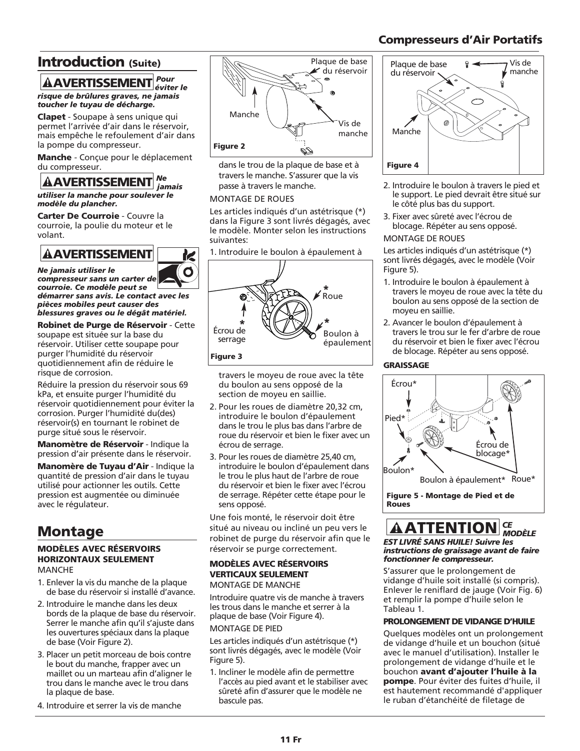## Introduction (Suite)

**⚠AVERTISSEMENT** ***Pour éviter le risque de brûlures graves, ne jamais toucher le tuyau de décharge.***

**Clapet** - Soupape à sens unique qui permet l'arrivée d'air dans le réservoir, mais empêche le refoulement d'air dans la pompe du compresseur.

**Manche** - Conçue pour le déplacement du compresseur.

**⚠AVERTISSEMENT** ***Ne jamais utiliser la manche pour soulever le modèle du plancher.***

**Carter De Courroie** - Couvre la courroie, la poulie du moteur et le volant.

**⚠AVERTISSEMENT**

***Ne jamais utiliser le compresseur sans un carter de courroie. Ce modèle peut se démarrer sans avis. Le contact avec les pièces mobiles peut causer des blessures graves ou le dégât matériel.***

**Robinet de Purge de Réservoir** - Cette soupape est située sur la base du réservoir. Utiliser cette soupape pour purger l'humidité du réservoir quotidiennement afin de réduire le risque de corrosion.

Réduire la pression du réservoir sous 69 kPa, et ensuite purger l'humidité du réservoir quotidiennement pour éviter la corrosion. Purger l'humidité du(des) réservoir(s) en tournant le robinet de purge situé sous le réservoir.

**Manomètre de Réservoir** - Indique la pression d'air présente dans le réservoir.

**Manomètre de Tuyau d'Air** - Indique la quantité de pression d'air dans le tuyau utilisé pour actionner les outils. Cette pression est augmentée ou diminuée avec le régulateur.

# Montage

### MODÈLES AVEC RÉSERVOIRS HORIZONTAUX SEULEMENT

MANCHE

1. Enlever la vis du manche de la plaque de base du réservoir si installé d'avance.
2. Introduire le manche dans les deux bords de la plaque de base du réservoir. Serrer le manche afin qu'il s'ajuste dans les ouvertures spéciaux dans la plaque de base (Voir Figure 2).
3. Placer un petit morceau de bois contre le bout du manche, frapper avec un maillet ou un marteau afin d'aligner le trou dans le manche avec le trou dans la plaque de base.
4. Introduire et serrer la vis de manche dans le trou de la plaque de base et à travers le manche. S'assurer que la vis passe à travers le manche.

Plaque de base du réservoir — Manche — Vis de manche

**Figure 2**

MONTAGE DE ROUES

Les articles indiqués d'un astétrisque (*) dans la Figure 3 sont livrés dégagés, avec le modèle. Monter selon les instructions suivantes:

1. Introduire le boulon à épaulement à travers le moyeu de roue avec la tête du boulon au sens opposé de la section de moyeu en saillie.
2. Pour les roues de diamètre 20,32 cm, introduire le boulon d'épaulement dans le trou le plus bas dans l'arbre de roue du réservoir et bien le fixer avec un écrou de serrage.
3. Pour les roues de diamètre 25,40 cm, introduire le boulon d'épaulement dans le trou le plus haut de l'arbre de roue du réservoir et bien le fixer avec l'écrou de serrage. Répéter cette étape pour le sens opposé.

*Roue — *Écrou de serrage — *Boulon à épaulement

**Figure 3**

Une fois monté, le réservoir doit être situé au niveau ou incliné un peu vers le robinet de purge du réservoir afin que le réservoir se purge correctement.

### MODÈLES AVEC RÉSERVOIRS VERTICAUX SEULEMENT

MONTAGE DE MANCHE

Introduire quatre vis de manche à travers les trous dans le manche et serrer à la plaque de base (Voir Figure 4).

Plaque de base du réservoir — Vis de manche — Manche

**Figure 4**

MONTAGE DE PIED

Les articles indiqués d'un astétrisque (*) sont livrés dégagés, avec le modèle (Voir Figure 5).

1. Incliner le modèle afin de permettre l'accès au pied avant et le stabiliser avec sûreté afin d'assurer que le modèle ne bascule pas.
2. Introduire le boulon à travers le pied et le support. Le pied devrait être situé sur le côté plus bas du support.
3. Fixer avec sûreté avec l'écrou de blocage. Répéter au sens opposé.

MONTAGE DE ROUES

Les articles indiqués d'un astétrisque (*) sont livrés dégagés, avec le modèle (Voir Figure 5).

1. Introduire le boulon à épaulement à travers le moyeu de roue avec la tête du boulon au sens opposé de la section de moyeu en saillie.
2. Avancer le boulon d'épaulement à travers le trou sur le fer d'arbre de roue du réservoir et bien le fixer avec l'écrou de blocage. Répéter au sens opposé.

### GRAISSAGE

Écrou* — Pied* — Écrou de blocage* — Boulon* — Boulon à épaulement* — Roue*

**Figure 5 - Montage de Pied et de Roues**

**⚠ATTENTION** ***CE MODÈLE EST LIVRÉ SANS HUILE! Suivre les instructions de graissage avant de faire fonctionner le compresseur.***

S'assurer que le prolongement de vidange d'huile soit installé (si compris). Enlever le reniflard de jauge (Voir Fig. 6) et remplir la pompe d'huile selon le Tableau 1.

**PROLONGEMENT DE VIDANGE D'HUILE**

Quelques modèles ont un prolongement de vidange d'huile et un bouchon (situé avec le manuel d'utilisation). Installer le prolongement de vidange d'huile et le bouchon **avant d'ajouter l'huile à la pompe**. Pour éviter des fuites d'huile, il est hautement recommandé d'appliquer le ruban d'étanchéité de filetage de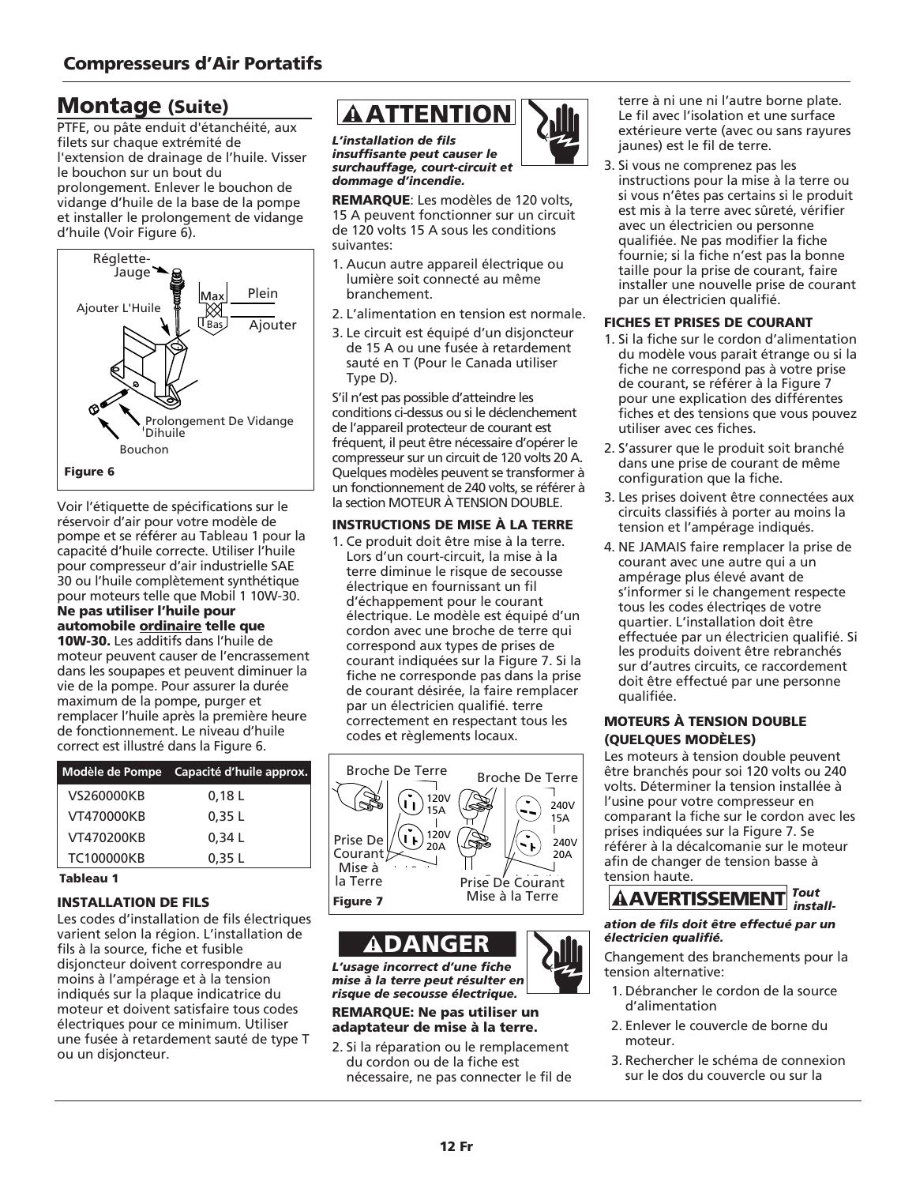## Montage (Suite)

PTFE, ou pâte enduit d'étanchéité, aux filets sur chaque extrémité de l'extension de drainage de l'huile. Visser le bouchon sur un bout du prolongement. Enlever le bouchon de vidange d'huile de la base de la pompe et installer le prolongement de vidange d'huile (Voir Figure 6).

Réglette-Jauge
Ajouter L'Huile
Max
Bas
Plein
Ajouter
Prolongement De Vidange Dihuile
Bouchon

**Figure 6**

Voir l'étiquette de spécifications sur le réservoir d'air pour votre modèle de pompe et se référer au Tableau 1 pour la capacité d'huile correcte. Utiliser l'huile pour compresseur d'air industrielle SAE 30 ou l'huile complètement synthétique pour moteurs telle que Mobil 1 10W-30. **Ne pas utiliser l'huile pour automobile ordinaire telle que 10W-30.** Les additifs dans l'huile de moteur peuvent causer de l'encrassement dans les soupapes et peuvent diminuer la vie de la pompe. Pour assurer la durée maximum de la pompe, purger et remplacer l'huile après la première heure de fonctionnement. Le niveau d'huile correct est illustré dans la Figure 6.

| Modèle de Pompe | Capacité d'huile approx. |
|---|---|
| VS260000KB | 0,18 L |
| VT470000KB | 0,35 L |
| VT470200KB | 0,34 L |
| TC100000KB | 0,35 L |

**Tableau 1**

#### INSTALLATION DE FILS

Les codes d'installation de fils électriques varient selon la région. L'installation de fils à la source, fiche et fusible disjoncteur doivent correspondre au moins à l'ampérage et à la tension indiqués sur la plaque indicatrice du moteur et doivent satisfaire tous codes électriques pour ce minimum. Utiliser une fusée à retardement sauté de type T ou un disjoncteur.

**ATTENTION**

***L'installation de fils insuffisante peut causer le surchauffage, court-circuit et dommage d'incendie.***

**REMARQUE**: Les modèles de 120 volts, 15 A peuvent fonctionner sur un circuit de 120 volts 15 A sous les conditions suivantes:

1. Aucun autre appareil électrique ou lumière soit connecté au même branchement.
2. L'alimentation en tension est normale.
3. Le circuit est équipé d'un disjoncteur de 15 A ou une fusée à retardement sauté en T (Pour le Canada utiliser Type D).

S'il n'est pas possible d'atteindre les conditions ci-dessus ou si le déclenchement de l'appareil protecteur de courant est fréquent, il peut être nécessaire d'opérer le compresseur sur un circuit de 120 volts 20 A. Quelques modèles peuvent se transformer à un fonctionnement de 240 volts, se référer à la section MOTEUR À TENSION DOUBLE.

#### INSTRUCTIONS DE MISE À LA TERRE

1. Ce produit doit être mise à la terre. Lors d'un court-circuit, la mise à la terre diminue le risque de secousse électrique en fournissant un fil d'échappement pour le courant électrique. Le modèle est équipé d'un cordon avec une broche de terre qui correspond aux types de prises de courant indiquées sur la Figure 7. Si la fiche ne corresponde pas dans la prise de courant désirée, la faire remplacer par un électricien qualifié. terre correctement en respectant tous les codes et règlements locaux.

Broche De Terre
120V 15A
120V 20A
Prise De Courant Mise à la Terre
Broche De Terre
240V 15A
240V 20A
Prise De Courant Mise à la Terre

**Figure 7**

**DANGER**

***L'usage incorrect d'une fiche mise à la terre peut résulter en risque de secousse électrique.***

**REMARQUE: Ne pas utiliser un adaptateur de mise à la terre.**

2. Si la réparation ou le remplacement du cordon ou de la fiche est nécessaire, ne pas connecter le fil de terre à ni une ni l'autre borne plate. Le fil avec l'isolation et une surface extérieure verte (avec ou sans rayures jaunes) est le fil de terre.
3. Si vous ne comprenez pas les instructions pour la mise à la terre ou si vous n'êtes pas certains si le produit est mis à la terre avec sûreté, vérifier avec un électricien ou personne qualifiée. Ne pas modifier la fiche fournie; si la fiche n'est pas la bonne taille pour la prise de courant, faire installer une nouvelle prise de courant par un électricien qualifié.

#### FICHES ET PRISES DE COURANT

1. Si la fiche sur le cordon d'alimentation du modèle vous parait étrange ou si la fiche ne correspond pas à votre prise de courant, se référer à la Figure 7 pour une explication des différentes fiches et des tensions que vous pouvez utiliser avec ces fiches.
2. S'assurer que le produit soit branché dans une prise de courant de même configuration que la fiche.
3. Les prises doivent être connectées aux circuits classifiés à porter au moins la tension et l'ampérage indiqués.
4. NE JAMAIS faire remplacer la prise de courant avec une autre qui a un ampérage plus élevé avant de s'informer si le changement respecte tous les codes électriqes de votre quartier. L'installation doit être effectuée par un électricien qualifié. Si les produits doivent être rebranchés sur d'autres circuits, ce raccordement doit être effectué par une personne qualifiée.

#### MOTEURS À TENSION DOUBLE (QUELQUES MODÈLES)

Les moteurs à tension double peuvent être branchés pour soi 120 volts ou 240 volts. Déterminer la tension installée à l'usine pour votre compresseur en comparant la fiche sur le cordon avec les prises indiquées sur la Figure 7. Se référer à la décalcomanie sur le moteur afin de changer de tension basse à tension haute.

**AVERTISSEMENT** ***Tout installation de fils doit être effectué par un électricien qualifié.***

Changement des branchements pour la tension alternative:

1. Débrancher le cordon de la source d'alimentation
2. Enlever le couvercle de borne du moteur.
3. Rechercher le schéma de connexion sur le dos du couvercle ou sur la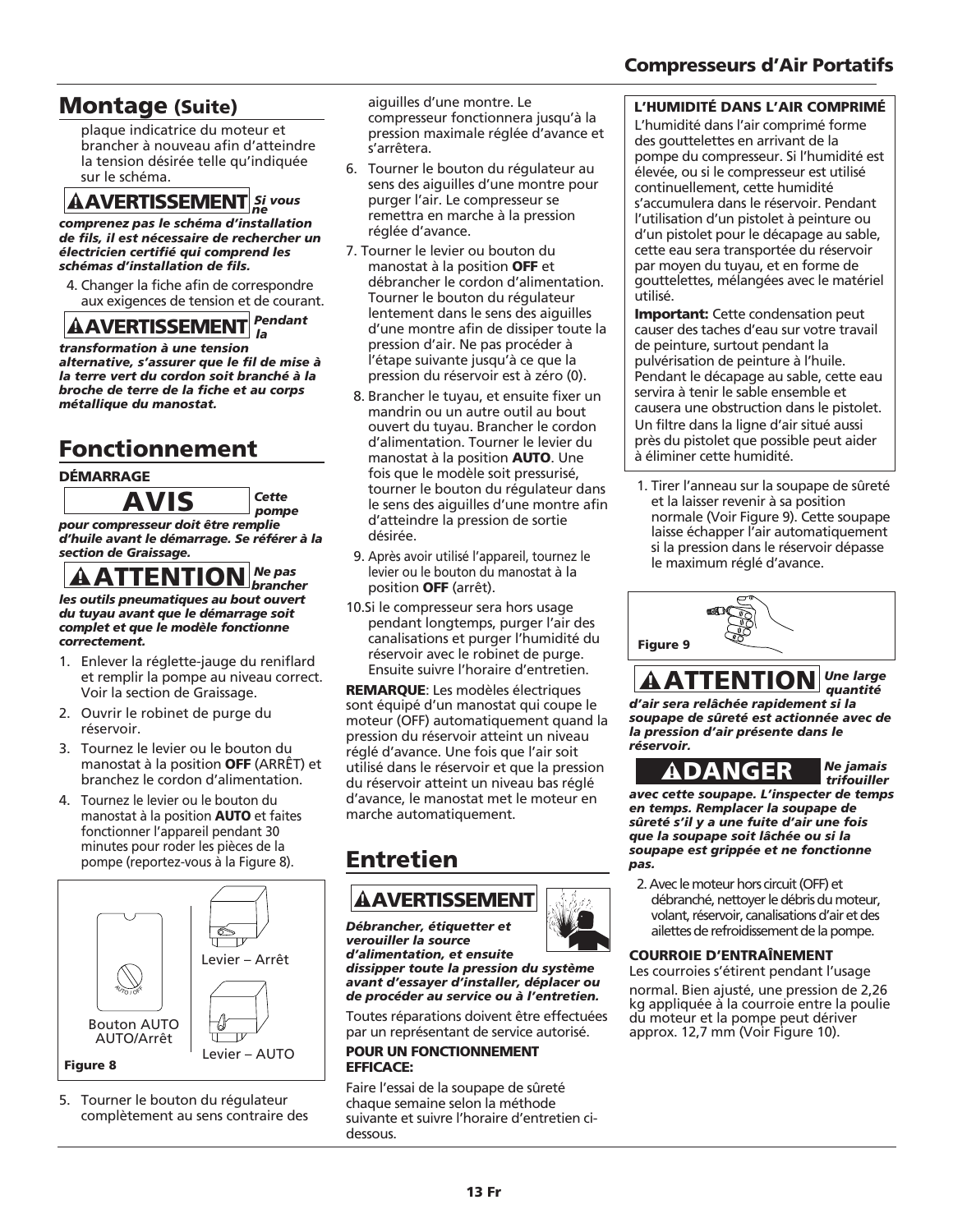## Montage (Suite)

plaque indicatrice du moteur et brancher à nouveau afin d'atteindre la tension désirée telle qu'indiquée sur le schéma.

**⚠AVERTISSEMENT** ***Si vous ne comprenez pas le schéma d'installation de fils, il est nécessaire de rechercher un électricien certifié qui comprend les schémas d'installation de fils.***

4. Changer la fiche afin de correspondre aux exigences de tension et de courant.

**⚠AVERTISSEMENT** ***Pendant la transformation à une tension alternative, s'assurer que le fil de mise à la terre vert du cordon soit branché à la broche de terre de la fiche et au corps métallique du manostat.***

## Fonctionnement

**DÉMARRAGE**

**AVIS** ***Cette pompe pour compresseur doit être remplie d'huile avant le démarrage. Se référer à la section de Graissage.***

**⚠ATTENTION** ***Ne pas brancher les outils pneumatiques au bout ouvert du tuyau avant que le démarrage soit complet et que le modèle fonctionne correctement.***

1. Enlever la réglette-jauge du reniflard et remplir la pompe au niveau correct. Voir la section de Graissage.
2. Ouvrir le robinet de purge du réservoir.
3. Tournez le levier ou le bouton du manostat à la position **OFF** (ARRÊT) et branchez le cordon d'alimentation.
4. Tournez le levier ou le bouton du manostat à la position **AUTO** et faites fonctionner l'appareil pendant 30 minutes pour roder les pièces de la pompe (reportez-vous à la Figure 8).

Bouton AUTO AUTO/Arrêt

Levier – Arrêt

Levier – AUTO

**Figure 8**

5. Tourner le bouton du régulateur complètement au sens contraire des aiguilles d'une montre. Le compresseur fonctionnera jusqu'à la pression maximale réglée d'avance et s'arrêtera.
6. Tourner le bouton du régulateur au sens des aiguilles d'une montre pour purger l'air. Le compresseur se remettra en marche à la pression réglée d'avance.
7. Tourner le levier ou bouton du manostat à la position **OFF** et débrancher le cordon d'alimentation. Tourner le bouton du régulateur lentement dans le sens des aiguilles d'une montre afin de dissiper toute la pression d'air. Ne pas procéder à l'étape suivante jusqu'à ce que la pression du réservoir est à zéro (0).
8. Brancher le tuyau, et ensuite fixer un mandrin ou un autre outil au bout ouvert du tuyau. Brancher le cordon d'alimentation. Tourner le levier du manostat à la position **AUTO**. Une fois que le modèle soit pressurisé, tourner le bouton du régulateur dans le sens des aiguilles d'une montre afin d'atteindre la pression de sortie désirée.
9. Après avoir utilisé l'appareil, tournez le levier ou le bouton du manostat à la position **OFF** (arrêt).
10. Si le compresseur sera hors usage pendant longtemps, purger l'air des canalisations et purger l'humidité du réservoir avec le robinet de purge. Ensuite suivre l'horaire d'entretien.

**REMARQUE**: Les modèles électriques sont équipé d'un manostat qui coupe le moteur (OFF) automatiquement quand la pression du réservoir atteint un niveau réglé d'avance. Une fois que l'air soit utilisé dans le réservoir et que la pression du réservoir atteint un niveau bas réglé d'avance, le manostat met le moteur en marche automatiquement.

## Entretien

**⚠AVERTISSEMENT**

***Débrancher, étiquetter et verouiller la source d'alimentation, et ensuite dissiper toute la pression du système avant d'essayer d'installer, déplacer ou de procéder au service ou à l'entretien.***

Toutes réparations doivent être effectuées par un représentant de service autorisé.

**POUR UN FONCTIONNEMENT EFFICACE:**

Faire l'essai de la soupape de sûreté chaque semaine selon la méthode suivante et suivre l'horaire d'entretien ci-dessous.

**L'HUMIDITÉ DANS L'AIR COMPRIMÉ**

L'humidité dans l'air comprimé forme des gouttelettes en arrivant de la pompe du compresseur. Si l'humidité est élevée, ou si le compresseur est utilisé continuellement, cette humidité s'accumulera dans le réservoir. Pendant l'utilisation d'un pistolet à peinture ou d'un pistolet pour le décapage au sable, cette eau sera transportée du réservoir par moyen du tuyau, et en forme de gouttelettes, mélangées avec le matériel utilisé.

**Important:** Cette condensation peut causer des taches d'eau sur votre travail de peinture, surtout pendant la pulvérisation de peinture à l'huile. Pendant le décapage au sable, cette eau servira à tenir le sable ensemble et causera une obstruction dans le pistolet. Un filtre dans la ligne d'air situé aussi près du pistolet que possible peut aider à éliminer cette humidité.

1. Tirer l'anneau sur la soupape de sûreté et la laisser revenir à sa position normale (Voir Figure 9). Cette soupape laisse échapper l'air automatiquement si la pression dans le réservoir dépasse le maximum réglé d'avance.

**Figure 9**

**⚠ATTENTION** ***Une large quantité d'air sera relâchée rapidement si la soupape de sûreté est actionnée avec de la pression d'air présente dans le réservoir.***

**⚠DANGER** ***Ne jamais trifouiller avec cette soupape. L'inspecter de temps en temps. Remplacer la soupape de sûreté s'il y a une fuite d'air une fois que la soupape soit lâchée ou si la soupape est grippée et ne fonctionne pas.***

2. Avec le moteur hors circuit (OFF) et débranché, nettoyer le débris du moteur, volant, réservoir, canalisations d'air et des ailettes de refroidissement de la pompe.

**COURROIE D'ENTRAÎNEMENT**

Les courroies s'étirent pendant l'usage normal. Bien ajusté, une pression de 2,26 kg appliquée à la courroie entre la poulie du moteur et la pompe peut dériver approx. 12,7 mm (Voir Figure 10).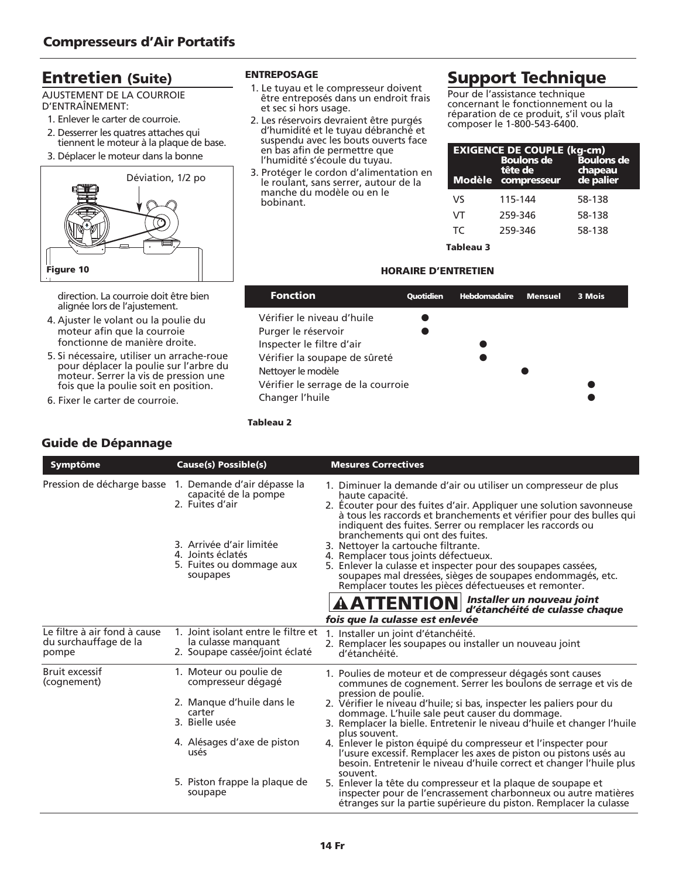## Entretien (Suite)

AJUSTEMENT DE LA COURROIE D'ENTRAÎNEMENT:

1. Enlever le carter de courroie.
2. Desserrer les quatres attaches qui tiennent le moteur à la plaque de base.
3. Déplacer le moteur dans la bonne direction. La courroie doit être bien alignée lors de l'ajustement.

Déviation, 1/2 po

Figure 10

4. Ajuster le volant ou la poulie du moteur afin que la courroie fonctionne de manière droite.
5. Si nécessaire, utiliser un arrache-roue pour déplacer la poulie sur l'arbre du moteur. Serrer la vis de pression une fois que la poulie soit en position.
6. Fixer le carter de courroie.

**ENTREPOSAGE**

1. Le tuyau et le compresseur doivent être entreposés dans un endroit frais et sec si hors usage.
2. Les réservoirs devraient être purgés d'humidité et le tuyau débranché et suspendu avec les bouts ouverts face en bas afin de permettre que l'humidité s'écoule du tuyau.
3. Protéger le cordon d'alimentation en le roulant, sans serrer, autour de la manche du modèle ou en le bobinant.

## Support Technique

Pour de l'assistance technique concernant le fonctionnement ou la réparation de ce produit, s'il vous plaît composer le 1-800-543-6400.

| EXIGENCE DE COUPLE (kg-cm) | | |
|---|---|---|
| Modèle | Boulons de tête de compresseur | Boulons de chapeau de palier |
| VS | 115-144 | 58-138 |
| VT | 259-346 | 58-138 |
| TC | 259-346 | 58-138 |

Tableau 3

**HORAIRE D'ENTRETIEN**

| Fonction | Quotidien | Hebdomadaire | Mensuel | 3 Mois |
|---|---|---|---|---|
| Vérifier le niveau d'huile | ● | | | |
| Purger le réservoir | ● | | | |
| Inspecter le filtre d'air | | ● | | |
| Vérifier la soupape de sûreté | | ● | | |
| Nettoyer le modèle | | | ● | |
| Vérifier le serrage de la courroie | | | | ● |
| Changer l'huile | | | | ● |

Tableau 2

### Guide de Dépannage

| Symptôme | Cause(s) Possible(s) | Mesures Correctives |
|---|---|---|
| Pression de décharge basse | 1. Demande d'air dépasse la capacité de la pompe<br>2. Fuites d'air<br>3. Arrivée d'air limitée<br>4. Joints éclatés<br>5. Fuites ou dommage aux soupapes | 1. Diminuer la demande d'air ou utiliser un compresseur de plus haute capacité.<br>2. Écouter pour des fuites d'air. Appliquer une solution savonneuse à tous les raccords et branchements et vérifier pour des bulles qui indiquent des fuites. Serrer ou remplacer les raccords ou branchements qui ont des fuites.<br>3. Nettoyer la cartouche filtrante.<br>4. Remplacer tous joints défectueux.<br>5. Enlever la culasse et inspecter pour des soupapes cassées, soupapes mal dressées, sièges de soupapes endommagés, etc. Remplacer toutes les pièces défectueuses et remonter.<br>**⚠ ATTENTION** ***Installer un nouveau joint d'étanchéité de culasse chaque fois que la culasse est enlevée*** |
| Le filtre à air fond à cause du surchauffage de la pompe | 1. Joint isolant entre le filtre et la culasse manquant<br>2. Soupape cassée/joint éclaté | 1. Installer un joint d'étanchéité.<br>2. Remplacer les soupapes ou installer un nouveau joint d'étanchéité. |
| Bruit excessif (cognement) | 1. Moteur ou poulie de compresseur dégagé<br>2. Manque d'huile dans le carter<br>3. Bielle usée<br>4. Alésages d'axe de piston usés<br>5. Piston frappe la plaque de soupape | 1. Poulies de moteur et de compresseur dégagés sont causes communes de cognement. Serrer les boulons de serrage et vis de pression de poulie.<br>2. Vérifier le niveau d'huile; si bas, inspecter les paliers pour du dommage. L'huile sale peut causer du dommage.<br>3. Remplacer la bielle. Entretenir le niveau d'huile et changer l'huile plus souvent.<br>4. Enlever le piston équipé du compresseur et l'inspecter pour l'usure excessif. Remplacer les axes de piston ou pistons usés au besoin. Entretenir le niveau d'huile correct et changer l'huile plus souvent.<br>5. Enlever la tête du compresseur et la plaque de soupape et inspecter pour de l'encrassement charbonneux ou autre matières étranges sur la partie supérieure du piston. Remplacer la culasse |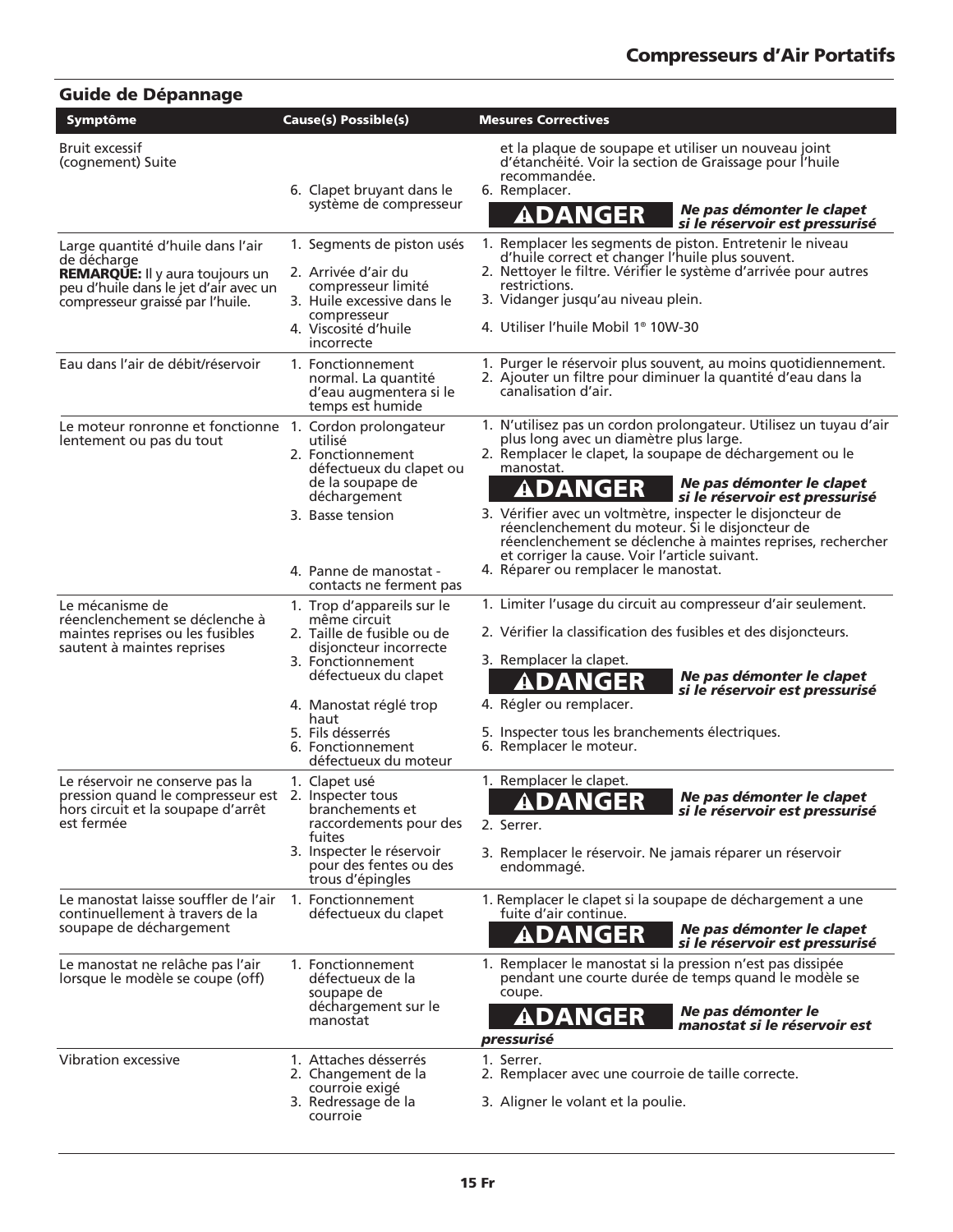## Guide de Dépannage

| Symptôme | Cause(s) Possible(s) | Mesures Correctives |
|---|---|---|
| Bruit excessif (cognement) Suite | 6. Clapet bruyant dans le système de compresseur | et la plaque de soupape et utiliser un nouveau joint d'étanchéité. Voir la section de Graissage pour l'huile recommandée.<br>6. Remplacer.<br>**⚠DANGER** ***Ne pas démonter le clapet si le réservoir est pressurisé*** |
| Large quantité d'huile dans l'air de décharge<br>**REMARQUE:** Il y aura toujours un peu d'huile dans le jet d'air avec un compresseur graissé par l'huile. | 1. Segments de piston usés<br>2. Arrivée d'air du compresseur limité<br>3. Huile excessive dans le compresseur<br>4. Viscosité d'huile incorrecte | 1. Remplacer les segments de piston. Entretenir le niveau d'huile correct et changer l'huile plus souvent.<br>2. Nettoyer le filtre. Vérifier le système d'arrivée pour autres restrictions.<br>3. Vidanger jusqu'au niveau plein.<br>4. Utiliser l'huile Mobil 1® 10W-30 |
| Eau dans l'air de débit/réservoir | 1. Fonctionnement normal. La quantité d'eau augmentera si le temps est humide | 1. Purger le réservoir plus souvent, au moins quotidiennement.<br>2. Ajouter un filtre pour diminuer la quantité d'eau dans la canalisation d'air. |
| Le moteur ronronne et fonctionne lentement ou pas du tout | 1. Cordon prolongateur utilisé<br>2. Fonctionnement défectueux du clapet ou de la soupape de déchargement<br>3. Basse tension<br>4. Panne de manostat - contacts ne ferment pas | 1. N'utilisez pas un cordon prolongateur. Utilisez un tuyau d'air plus long avec un diamètre plus large.<br>2. Remplacer le clapet, la soupape de déchargement ou le manostat.<br>**⚠DANGER** ***Ne pas démonter le clapet si le réservoir est pressurisé***<br>3. Vérifier avec un voltmètre, inspecter le disjoncteur de réenclenchement du moteur. Si le disjoncteur de réenclenchement se déclenche à maintes reprises, rechercher et corriger la cause. Voir l'article suivant.<br>4. Réparer ou remplacer le manostat. |
| Le mécanisme de réenclenchement se déclenche à maintes reprises ou les fusibles sautent à maintes reprises | 1. Trop d'appareils sur le même circuit<br>2. Taille de fusible ou de disjoncteur incorrecte<br>3. Fonctionnement défectueux du clapet<br>4. Manostat réglé trop haut<br>5. Fils désserrés<br>6. Fonctionnement défectueux du moteur | 1. Limiter l'usage du circuit au compresseur d'air seulement.<br>2. Vérifier la classification des fusibles et des disjoncteurs.<br>3. Remplacer la clapet.<br>**⚠DANGER** ***Ne pas démonter le clapet si le réservoir est pressurisé***<br>4. Régler ou remplacer.<br>5. Inspecter tous les branchements électriques.<br>6. Remplacer le moteur. |
| Le réservoir ne conserve pas la pression quand le compresseur est hors circuit et la soupape d'arrêt est fermée | 1. Clapet usé<br>2. Inspecter tous branchements et raccordements pour des fuites<br>3. Inspecter le réservoir pour des fentes ou des trous d'épingles | 1. Remplacer le clapet.<br>**⚠DANGER** ***Ne pas démonter le clapet si le réservoir est pressurisé***<br>2. Serrer.<br>3. Remplacer le réservoir. Ne jamais réparer un réservoir endommagé. |
| Le manostat laisse souffler de l'air continuellement à travers de la soupape de déchargement | 1. Fonctionnement défectueux du clapet | 1. Remplacer le clapet si la soupape de déchargement a une fuite d'air continue.<br>**⚠DANGER** ***Ne pas démonter le clapet si le réservoir est pressurisé*** |
| Le manostat ne relâche pas l'air lorsque le modèle se coupe (off) | 1. Fonctionnement défectueux de la soupape de déchargement sur le manostat | 1. Remplacer le manostat si la pression n'est pas dissipée pendant une courte durée de temps quand le modèle se coupe.<br>**⚠DANGER** ***Ne pas démonter le manostat si le réservoir est pressurisé*** |
| Vibration excessive | 1. Attaches désserrés<br>2. Changement de la courroie exigé<br>3. Redressage de la courroie | 1. Serrer.<br>2. Remplacer avec une courroie de taille correcte.<br>3. Aligner le volant et la poulie. |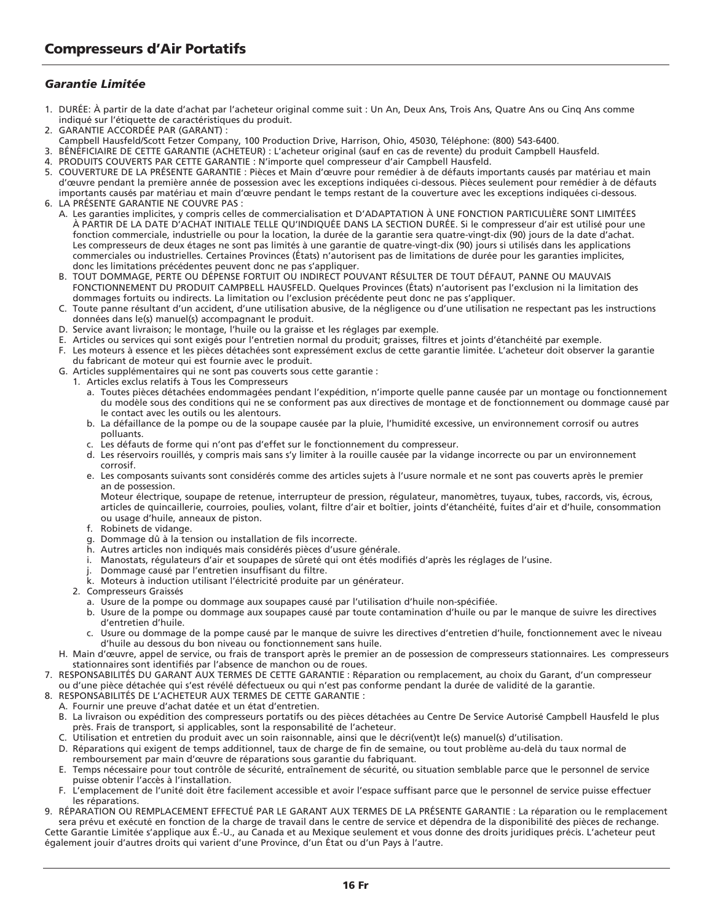## Compresseurs d'Air Portatifs

### *Garantie Limitée*

1. DURÉE: À partir de la date d'achat par l'acheteur original comme suit : Un An, Deux Ans, Trois Ans, Quatre Ans ou Cinq Ans comme indiqué sur l'étiquette de caractéristiques du produit.
2. GARANTIE ACCORDÉE PAR (GARANT) :
   Campbell Hausfeld/Scott Fetzer Company, 100 Production Drive, Harrison, Ohio, 45030, Téléphone: (800) 543-6400.
3. BÉNÉFICIAIRE DE CETTE GARANTIE (ACHETEUR) : L'acheteur original (sauf en cas de revente) du produit Campbell Hausfeld.
4. PRODUITS COUVERTS PAR CETTE GARANTIE : N'importe quel compresseur d'air Campbell Hausfeld.
5. COUVERTURE DE LA PRÉSENTE GARANTIE : Pièces et Main d'œuvre pour remédier à de défauts importants causés par matériau et main d'œuvre pendant la première année de possession avec les exceptions indiquées ci-dessous. Pièces seulement pour remédier à de défauts importants causés par matériau et main d'œuvre pendant le temps restant de la couverture avec les exceptions indiquées ci-dessous.
6. LA PRÉSENTE GARANTIE NE COUVRE PAS :
   A. Les garanties implicites, y compris celles de commercialisation et D'ADAPTATION À UNE FONCTION PARTICULIÈRE SONT LIMITÉES À PARTIR DE LA DATE D'ACHAT INITIALE TELLE QU'INDIQUÉE DANS LA SECTION DURÉE. Si le compresseur d'air est utilisé pour une fonction commerciale, industrielle ou pour la location, la durée de la garantie sera quatre-vingt-dix (90) jours de la date d'achat. Les compresseurs de deux étages ne sont pas limités à une garantie de quatre-vingt-dix (90) jours si utilisés dans les applications commerciales ou industrielles. Certaines Provinces (États) n'autorisent pas de limitations de durée pour les garanties implicites, donc les limitations précédentes peuvent donc ne pas s'appliquer.
   B. TOUT DOMMAGE, PERTE OU DÉPENSE FORTUIT OU INDIRECT POUVANT RÉSULTER DE TOUT DÉFAUT, PANNE OU MAUVAIS FONCTIONNEMENT DU PRODUIT CAMPBELL HAUSFELD. Quelques Provinces (États) n'autorisent pas l'exclusion ni la limitation des dommages fortuits ou indirects. La limitation ou l'exclusion précédente peut donc ne pas s'appliquer.
   C. Toute panne résultant d'un accident, d'une utilisation abusive, de la négligence ou d'une utilisation ne respectant pas les instructions données dans le(s) manuel(s) accompagnant le produit.
   D. Service avant livraison; le montage, l'huile ou la graisse et les réglages par exemple.
   E. Articles ou services qui sont exigés pour l'entretien normal du produit; graisses, filtres et joints d'étanchéité par exemple.
   F. Les moteurs à essence et les pièces détachées sont expressément exclus de cette garantie limitée. L'acheteur doit observer la garantie du fabricant de moteur qui est fournie avec le produit.
   G. Articles supplémentaires qui ne sont pas couverts sous cette garantie :
      1. Articles exclus relatifs à Tous les Compresseurs
         a. Toutes pièces détachées endommagées pendant l'expédition, n'importe quelle panne causée par un montage ou fonctionnement du modèle sous des conditions qui ne se conforment pas aux directives de montage et de fonctionnement ou dommage causé par le contact avec les outils ou les alentours.
         b. La défaillance de la pompe ou de la soupape causée par la pluie, l'humidité excessive, un environnement corrosif ou autres polluants.
         c. Les défauts de forme qui n'ont pas d'effet sur le fonctionnement du compresseur.
         d. Les réservoirs rouillés, y compris mais sans s'y limiter à la rouille causée par la vidange incorrecte ou par un environnement corrosif.
         e. Les composants suivants sont considérés comme des articles sujets à l'usure normale et ne sont pas couverts après le premier an de possession.
            Moteur électrique, soupape de retenue, interrupteur de pression, régulateur, manomètres, tuyaux, tubes, raccords, vis, écrous, articles de quincaillerie, courroies, poulies, volant, filtre d'air et boîtier, joints d'étanchéité, fuites d'air et d'huile, consommation ou usage d'huile, anneaux de piston.
         f. Robinets de vidange.
         g. Dommage dû à la tension ou installation de fils incorrecte.
         h. Autres articles non indiqués mais considérés pièces d'usure générale.
         i. Manostats, régulateurs d'air et soupapes de sûreté qui ont étés modifiés d'après les réglages de l'usine.
         j. Dommage causé par l'entretien insuffisant du filtre.
         k. Moteurs à induction utilisant l'électricité produite par un générateur.
      2. Compresseurs Graissés
         a. Usure de la pompe ou dommage aux soupapes causé par l'utilisation d'huile non-spécifiée.
         b. Usure de la pompe ou dommage aux soupapes causé par toute contamination d'huile ou par le manque de suivre les directives d'entretien d'huile.
         c. Usure ou dommage de la pompe causé par le manque de suivre les directives d'entretien d'huile, fonctionnement avec le niveau d'huile au dessous du bon niveau ou fonctionnement sans huile.
   H. Main d'œuvre, appel de service, ou frais de transport après le premier an de possession de compresseurs stationnaires. Les compresseurs stationnaires sont identifiés par l'absence de manchon ou de roues.
7. RESPONSABILITÉS DU GARANT AUX TERMES DE CETTE GARANTIE : Réparation ou remplacement, au choix du Garant, d'un compresseur ou d'une pièce détachée qui s'est révélé défectueux ou qui n'est pas conforme pendant la durée de validité de la garantie.
8. RESPONSABILITÉS DE L'ACHETEUR AUX TERMES DE CETTE GARANTIE :
   A. Fournir une preuve d'achat datée et un état d'entretien.
   B. La livraison ou expédition des compresseurs portatifs ou des pièces détachées au Centre De Service Autorisé Campbell Hausfeld le plus près. Frais de transport, si applicables, sont la responsabilité de l'acheteur.
   C. Utilisation et entretien du produit avec un soin raisonnable, ainsi que le décri(vent)t le(s) manuel(s) d'utilisation.
   D. Réparations qui exigent de temps additionnel, taux de charge de fin de semaine, ou tout problème au-delà du taux normal de remboursement par main d'œuvre de réparations sous garantie du fabriquant.
   E. Temps nécessaire pour tout contrôle de sécurité, entraînement de sécurité, ou situation semblable parce que le personnel de service puisse obtenir l'accès à l'installation.
   F. L'emplacement de l'unité doit être facilement accessible et avoir l'espace suffisant parce que le personnel de service puisse effectuer les réparations.
9. RÉPARATION OU REMPLACEMENT EFFECTUÉ PAR LE GARANT AUX TERMES DE LA PRÉSENTE GARANTIE : La réparation ou le remplacement sera prévu et exécuté en fonction de la charge de travail dans le centre de service et dépendra de la disponibilité des pièces de rechange.

Cette Garantie Limitée s'applique aux É.-U., au Canada et au Mexique seulement et vous donne des droits juridiques précis. L'acheteur peut également jouir d'autres droits qui varient d'une Province, d'un État ou d'un Pays à l'autre.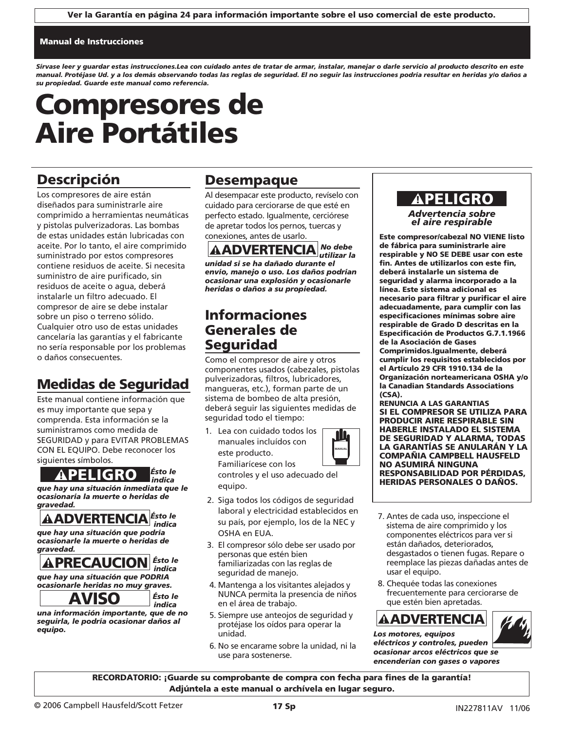**Ver la Garantía en página 24 para información importante sobre el uso comercial de este producto.**

**Manual de Instrucciones**

***Sírvase leer y guardar estas instrucciones.Lea con cuidado antes de tratar de armar, instalar, manejar o darle servicio al producto descrito en este manual. Protéjase Ud. y a los demás observando todas las reglas de seguridad. El no seguir las instrucciones podría resultar en heridas y/o daños a su propiedad. Guarde este manual como referencia.***

# Compresores de Aire Portátiles

## Descripción

Los compresores de aire están diseñados para suministrarle aire comprimido a herramientas neumáticas y pistolas pulverizadoras. Las bombas de estas unidades están lubricadas con aceite. Por lo tanto, el aire comprimido suministrado por estos compresores contiene residuos de aceite. Si necesita suministro de aire purificado, sin residuos de aceite o agua, deberá instalarle un filtro adecuado. El compresor de aire se debe instalar sobre un piso o terreno sólido. Cualquier otro uso de estas unidades cancelaría las garantías y el fabricante no sería responsable por los problemas o daños consecuentes.

## Medidas de Seguridad

Este manual contiene información que es muy importante que sepa y comprenda. Esta información se la suministramos como medida de SEGURIDAD y para EVITAR PROBLEMAS CON EL EQUIPO. Debe reconocer los siguientes símbolos.

**⚠PELIGRO** ***Ésto le indica que hay una situación inmediata que le ocasionaría la muerte o heridas de gravedad.***

**⚠ADVERTENCIA** ***Ésto le indica que hay una situación que podría ocasionarle la muerte o heridas de gravedad.***

**⚠PRECAUCION** ***Ésto le indica que hay una situación que PODRIA ocasionarle heridas no muy graves.***

**AVISO** ***Ésto le indica una información importante, que de no seguirla, le podría ocasionar daños al equipo.***

## Desempaque

Al desempacar este producto, revíselo con cuidado para cerciorarse de que esté en perfecto estado. Igualmente, cerciórese de apretar todos los pernos, tuercas y conexiones, antes de usarlo.

**⚠ADVERTENCIA** ***No debe utilizar la unidad si se ha dañado durante el envío, manejo o uso. Los daños podrían ocasionar una explosión y ocasionarle heridas o daños a su propiedad.***

## Informaciones Generales de Seguridad

Como el compresor de aire y otros componentes usados (cabezales, pistolas pulverizadoras, filtros, lubricadores, mangueras, etc.), forman parte de un sistema de bombeo de alta presión, deberá seguir las siguientes medidas de seguridad todo el tiempo:

1. Lea con cuidado todos los manuales incluídos con este producto. Familiarícese con los controles y el uso adecuado del equipo.
2. Siga todos los códigos de seguridad laboral y electricidad establecidos en su país, por ejemplo, los de la NEC y OSHA en EUA.
3. El compresor sólo debe ser usado por personas que estén bien familiarizadas con las reglas de seguridad de manejo.
4. Mantenga a los visitantes alejados y NUNCA permita la presencia de niños en el área de trabajo.
5. Siempre use anteojos de seguridad y protéjase los oídos para operar la unidad.
6. No se encarame sobre la unidad, ni la use para sostenerse.

**⚠PELIGRO**

***Advertencia sobre el aire respirable***

**Este compresor/cabezal NO VIENE listo de fábrica para suministrarle aire respirable y NO SE DEBE usar con este fin. Antes de utilizarlos con este fin, deberá instalarle un sistema de seguridad y alarma incorporado a la línea. Este sistema adicional es necesario para filtrar y purificar el aire adecuadamente, para cumplir con las especificaciones mínimas sobre aire respirable de Grado D descritas en la Especificación de Productos G.7.1.1966 de la Asociación de Gases Comprimidos.Igualmente, deberá cumplir los requisitos establecidos por el Artículo 29 CFR 1910.134 de la Organización norteamericana OSHA y/o la Canadian Standards Associations (CSA).**

**RENUNCIA A LAS GARANTIAS**

**SI EL COMPRESOR SE UTILIZA PARA PRODUCIR AIRE RESPIRABLE SIN HABERLE INSTALADO EL SISTEMA DE SEGURIDAD Y ALARMA, TODAS LA GARANTÍAS SE ANULARÁN Y LA COMPAÑIA CAMPBELL HAUSFELD NO ASUMIRÁ NINGUNA RESPONSABILIDAD POR PÉRDIDAS, HERIDAS PERSONALES O DAÑOS.**

7. Antes de cada uso, inspeccione el sistema de aire comprimido y los componentes eléctricos para ver si están dañados, deteriorados, desgastados o tienen fugas. Repare o reemplace las piezas dañadas antes de usar el equipo.
8. Chequée todas las conexiones frecuentemente para cerciorarse de que estén bien apretadas.

**⚠ADVERTENCIA**

***Los motores, equipos eléctricos y controles, pueden ocasionar arcos eléctricos que se encenderían con gases o vapores***

**RECORDATORIO: ¡Guarde su comprobante de compra con fecha para fines de la garantía! Adjúntela a este manual o archívela en lugar seguro.**

© 2006 Campbell Hausfeld/Scott Fetzer

IN227811AV 11/06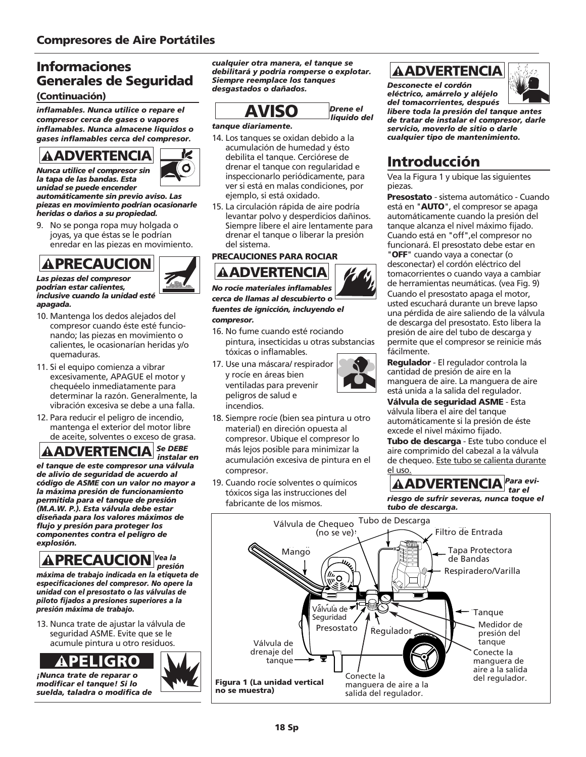## Informaciones Generales de Seguridad

### (Continuación)

***inflamables. Nunca utilice o repare el compresor cerca de gases o vapores inflamables. Nunca almacene líquidos o gases inflamables cerca del compresor.***

**⚠ADVERTENCIA**

***Nunca utilice el compresor sin la tapa de las bandas. Esta unidad se puede encender automáticamente sin previo aviso. Las piezas en movimiento podrían ocasionarle heridas o daños a su propiedad.***

9. No se ponga ropa muy holgada o joyas, ya que éstas se le podrían enredar en las piezas en movimiento.

**⚠PRECAUCION**

***Las piezas del compresor podrían estar calientes, inclusive cuando la unidad esté apagada.***

10. Mantenga los dedos alejados del compresor cuando éste esté funcionando; las piezas en movimiento o calientes, le ocasionarían heridas y/o quemaduras.
11. Si el equipo comienza a vibrar excesivamente, APAGUE el motor y chequéelo inmediatamente para determinar la razón. Generalmente, la vibración excesiva se debe a una falla.
12. Para reducir el peligro de incendio, mantenga el exterior del motor libre de aceite, solventes o exceso de grasa.

**⚠ADVERTENCIA** ***Se DEBE instalar en el tanque de este compresor una válvula de alivio de seguridad de acuerdo al código de ASME con un valor no mayor a la máxima presión de funcionamiento permitida para el tanque de presión (M.A.W. P.). Esta válvula debe estar diseñada para los valores máximos de flujo y presión para proteger los componentes contra el peligro de explosión.***

**⚠PRECAUCION** ***Vea la presión máxima de trabajo indicada en la etiqueta de especificaciones del compresor. No opere la unidad con el presostato o las válvulas de piloto fijados a presiones superiores a la presión máxima de trabajo.***

13. Nunca trate de ajustar la válvula de seguridad ASME. Evite que se le acumule pintura u otro residuos.

**⚠PELIGRO**

***¡Nunca trate de reparar o modificar el tanque! Si lo suelda, taladra o modifica de cualquier otra manera, el tanque se debilitará y podría romperse o explotar. Siempre reemplace los tanques desgastados o dañados.***

**AVISO** ***Drene el líquido del tanque diariamente.***

14. Los tanques se oxidan debido a la acumulación de humedad y ésto debilita el tanque. Cerciórese de drenar el tanque con regularidad e inspeccionarlo periódicamente, para ver si está en malas condiciones, por ejemplo, si está oxidado.
15. La circulación rápida de aire podría levantar polvo y desperdicios dañinos. Siempre libere el aire lentamente para drenar el tanque o liberar la presión del sistema.

**PRECAUCIONES PARA ROCIAR**

**⚠ADVERTENCIA**

***No rocíe materiales inflamables cerca de llamas al descubierto o fuentes de ignicción, incluyendo el compresor.***

16. No fume cuando esté rociando pintura, insecticidas u otras substancias tóxicas o inflamables.
17. Use una máscara/ respirador y rocíe en áreas bien ventiladas para prevenir peligros de salud e incendios.
18. Siempre rocíe (bien sea pintura u otro material) en direción opuesta al compresor. Ubique el compresor lo más lejos posible para minimizar la acumulación excesiva de pintura en el compresor.
19. Cuando rocíe solventes o químicos tóxicos siga las instrucciones del fabricante de los mismos.

**⚠ADVERTENCIA**

***Desconecte el cordón eléctrico, amárrelo y aléjelo del tomacorrientes, después libere toda la presión del tanque antes de tratar de instalar el compresor, darle servicio, moverlo de sitio o darle cualquier tipo de mantenimiento.***

## Introducción

Vea la Figura 1 y ubique las siguientes piezas.

**Presostato** - sistema automático - Cuando está en "**AUTO**", el compresor se apaga automáticamente cuando la presión del tanque alcanza el nivel máximo fijado. Cuando está en "off",el compresor no funcionará. El presostato debe estar en "**OFF**" cuando vaya a conectar (o desconectar) el cordón eléctrico del tomacorrientes o cuando vaya a cambiar de herramientas neumáticas. (vea Fig. 9) Cuando el presostato apaga el motor, usted escuchará durante un breve lapso una pérdida de aire saliendo de la válvula de descarga del presostato. Esto libera la presión de aire del tubo de descarga y permite que el compresor se reinicie más fácilmente.

**Regulador** - El regulador controla la cantidad de presión de aire en la manguera de aire. La manguera de aire está unida a la salida del regulador.

**Válvula de seguridad ASME** - Esta válvula libera el aire del tanque automáticamente si la presión de éste excede el nivel máximo fijado.

**Tubo de descarga** - Este tubo conduce el aire comprimido del cabezal a la válvula de chequeo. Este tubo se calienta durante el uso.

**⚠ADVERTENCIA** ***Para evitar el riesgo de sufrir severas, nunca toque el tubo de descarga.***

Válvula de Chequeo (no se ve) · Tubo de Descarga · Filtro de Entrada · Mango · Tapa Protectora de Bandas · Respiradero/Varilla · Válvula de Seguridad · Tanque · Presostato · Regulador · Medidor de presión del tanque · Válvula de drenaje del tanque · Conecte la manguera de aire a la salida del regulador. · Conecte la manguera de aire a la salida del regulador.

**Figura 1 (La unidad vertical no se muestra)**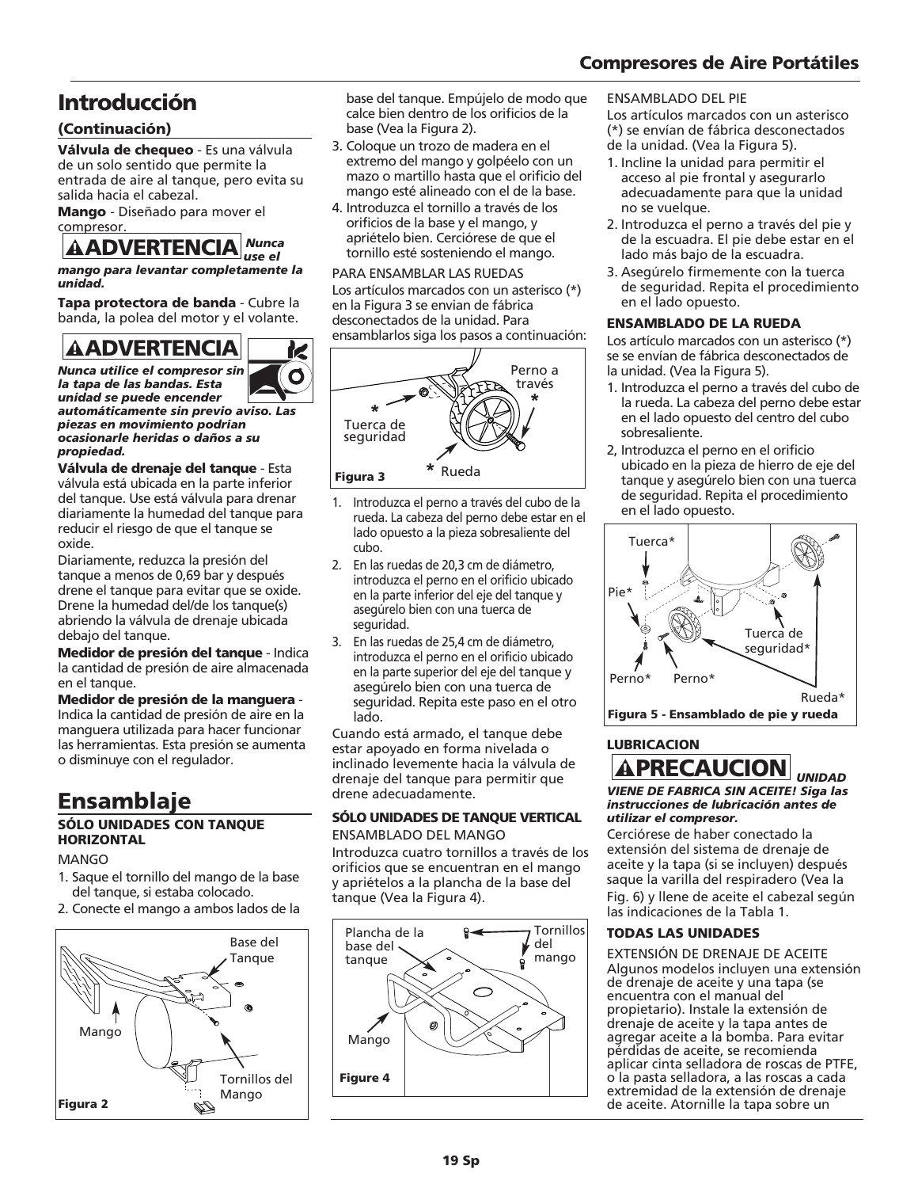## Introducción

### (Continuación)

**Válvula de chequeo** - Es una válvula de un solo sentido que permite la entrada de aire al tanque, pero evita su salida hacia el cabezal.

**Mango** - Diseñado para mover el compresor.

**⚠ADVERTENCIA** ***Nunca use el mango para levantar completamente la unidad.***

**Tapa protectora de banda** - Cubre la banda, la polea del motor y el volante.

**⚠ADVERTENCIA** ***Nunca utilice el compresor sin la tapa de las bandas. Esta unidad se puede encender automáticamente sin previo aviso. Las piezas en movimiento podrían ocasionarle heridas o daños a su propiedad.***

**Válvula de drenaje del tanque** - Esta válvula está ubicada en la parte inferior del tanque. Use está válvula para drenar diariamente la humedad del tanque para reducir el riesgo de que el tanque se oxide.

Diariamente, reduzca la presión del tanque a menos de 0,69 bar y después drene el tanque para evitar que se oxide. Drene la humedad del/de los tanque(s) abriendo la válvula de drenaje ubicada debajo del tanque.

**Medidor de presión del tanque** - Indica la cantidad de presión de aire almacenada en el tanque.

**Medidor de presión de la manguera** - Indica la cantidad de presión de aire en la manguera utilizada para hacer funcionar las herramientas. Esta presión se aumenta o disminuye con el regulador.

## Ensamblaje

### SÓLO UNIDADES CON TANQUE HORIZONTAL

MANGO

1. Saque el tornillo del mango de la base del tanque, si estaba colocado.
2. Conecte el mango a ambos lados de la base del tanque. Empújelo de modo que calce bien dentro de los orificios de la base (Vea la Figura 2).
3. Coloque un trozo de madera en el extremo del mango y golpéelo con un mazo o martillo hasta que el orificio del mango esté alineado con el de la base.
4. Introduzca el tornillo a través de los orificios de la base y el mango, y apriételo bien. Cerciórese de que el tornillo esté sosteniendo el mango.

Base del Tanque, Mango, Tornillos del Mango

**Figura 2**

PARA ENSAMBLAR LAS RUEDAS

Los artículos marcados con un asterisco (*) en la Figura 3 se envian de fábrica desconectados de la unidad. Para ensamblarlos siga los pasos a continuación:

Perno a través *, * Tuerca de seguridad, * Rueda

**Figura 3**

1. Introduzca el perno a través del cubo de la rueda. La cabeza del perno debe estar en el lado opuesto a la pieza sobresaliente del cubo.
2. En las ruedas de 20,3 cm de diámetro, introduzca el perno en el orificio ubicado en la parte inferior del eje del tanque y asegúrelo bien con una tuerca de seguridad.
3. En las ruedas de 25,4 cm de diámetro, introduzca el perno en el orificio ubicado en la parte superior del eje del tanque y asegúrelo bien con una tuerca de seguridad. Repita este paso en el otro lado.

Cuando está armado, el tanque debe estar apoyado en forma nivelada o inclinado levemente hacia la válvula de drenaje del tanque para permitir que drene adecuadamente.

### SÓLO UNIDADES DE TANQUE VERTICAL

ENSAMBLADO DEL MANGO

Introduzca cuatro tornillos a través de los orificios que se encuentran en el mango y apriételos a la plancha de la base del tanque (Vea la Figura 4).

Plancha de la base del tanque, Tornillos del mango, Mango

**Figure 4**

ENSAMBLADO DEL PIE

Los artículos marcados con un asterisco (*) se envían de fábrica desconectados de la unidad. (Vea la Figura 5).

1. Incline la unidad para permitir el acceso al pie frontal y asegurarlo adecuadamente para que la unidad no se vuelque.
2. Introduzca el perno a través del pie y de la escuadra. El pie debe estar en el lado más bajo de la escuadra.
3. Asegúrelo firmemente con la tuerca de seguridad. Repita el procedimiento en el lado opuesto.

**ENSAMBLADO DE LA RUEDA**

Los artículo marcados con un asterisco (*) se se envían de fábrica desconectados de la unidad. (Vea la Figura 5).

1. Introduzca el perno a través del cubo de la rueda. La cabeza del perno debe estar en el lado opuesto del centro del cubo sobresaliente.
2. Introduzca el perno en el orificio ubicado en la pieza de hierro de eje del tanque y asegúrelo bien con una tuerca de seguridad. Repita el procedimiento en el lado opuesto.

Tuerca*, Pie*, Tuerca de seguridad*, Perno*, Perno*, Rueda*

**Figura 5 - Ensamblado de pie y rueda**

**LUBRICACION**

**⚠PRECAUCION** ***UNIDAD VIENE DE FABRICA SIN ACEITE! Siga las instrucciones de lubricación antes de utilizar el compresor.***

Cerciórese de haber conectado la extensión del sistema de drenaje de aceite y la tapa (si se incluyen) después saque la varilla del respiradero (Vea la Fig. 6) y llene de aceite el cabezal según las indicaciones de la Tabla 1.

**TODAS LAS UNIDADES**

EXTENSIÓN DE DRENAJE DE ACEITE

Algunos modelos incluyen una extensión de drenaje de aceite y una tapa (se encuentra con el manual del propietario). Instale la extensión de drenaje de aceite y la tapa antes de agregar aceite a la bomba. Para evitar pérdidas de aceite, se recomienda aplicar cinta selladora de roscas de PTFE, o la pasta selladora, a las roscas a cada extremidad de la extensión de drenaje de aceite. Atornille la tapa sobre un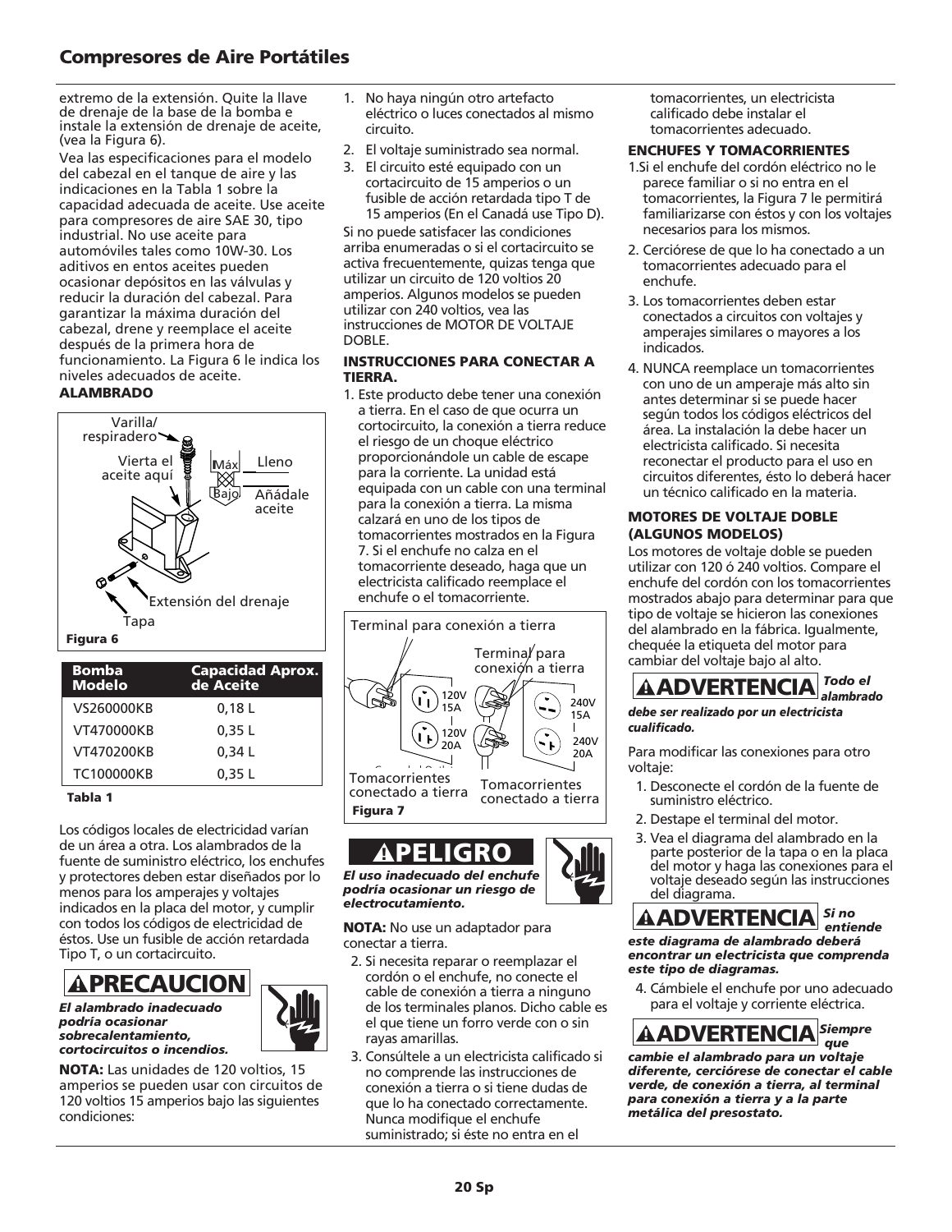extremo de la extensión. Quite la llave de drenaje de la base de la bomba e instale la extensión de drenaje de aceite, (vea la Figura 6).

Vea las especificaciones para el modelo del cabezal en el tanque de aire y las indicaciones en la Tabla 1 sobre la capacidad adecuada de aceite. Use aceite para compresores de aire SAE 30, tipo industrial. No use aceite para automóviles tales como 10W-30. Los aditivos en entos aceites pueden ocasionar depósitos en las válvulas y reducir la duración del cabezal. Para garantizar la máxima duración del cabezal, drene y reemplace el aceite después de la primera hora de funcionamiento. La Figura 6 le indica los niveles adecuados de aceite.

**ALAMBRADO**

Varilla/ respiradero
Vierta el aceite aquí
Máx
Bajo
Lleno
Añádale aceite
Extensión del drenaje
Tapa

**Figura 6**

| Bomba Modelo | Capacidad Aprox. de Aceite |
|---|---|
| VS260000KB | 0,18 L |
| VT470000KB | 0,35 L |
| VT470200KB | 0,34 L |
| TC100000KB | 0,35 L |

**Tabla 1**

Los códigos locales de electricidad varían de un área a otra. Los alambrados de la fuente de suministro eléctrico, los enchufes y protectores deben estar diseñados por lo menos para los amperajes y voltajes indicados en la placa del motor, y cumplir con todos los códigos de electricidad de éstos. Use un fusible de acción retardada Tipo T, o un cortacircuito.

**⚠PRECAUCION**

***El alambrado inadecuado podría ocasionar sobrecalentamiento, cortocircuitos o incendios.***

**NOTA:** Las unidades de 120 voltios, 15 amperios se pueden usar con circuitos de 120 voltios 15 amperios bajo las siguientes condiciones:

1. No haya ningún otro artefacto eléctrico o luces conectados al mismo circuito.
2. El voltaje suministrado sea normal.
3. El circuito esté equipado con un cortacircuito de 15 amperios o un fusible de acción retardada tipo T de 15 amperios (En el Canadá use Tipo D).

Si no puede satisfacer las condiciones arriba enumeradas o si el cortacircuito se activa frecuentemente, quizas tenga que utilizar un circuito de 120 voltios 20 amperios. Algunos modelos se pueden utilizar con 240 voltios, vea las instrucciones de MOTOR DE VOLTAJE DOBLE.

**INSTRUCCIONES PARA CONECTAR A TIERRA.**

1. Este producto debe tener una conexión a tierra. En el caso de que ocurra un cortocircuito, la conexión a tierra reduce el riesgo de un choque eléctrico proporcionándole un cable de escape para la corriente. La unidad está equipada con un cable con una terminal para la conexión a tierra. La misma calzará en uno de los tipos de tomacorrientes mostrados en la Figura 7. Si el enchufe no calza en el tomacorriente deseado, haga que un electricista calificado reemplace el enchufe o el tomacorriente.

Terminal para conexión a tierra
Terminal para conexión a tierra
120V 15A
120V 20A
240V 15A
240V 20A
Tomacorrientes conectado a tierra
Tomacorrientes conectado a tierra

**Figura 7**

**⚠PELIGRO**

***El uso inadecuado del enchufe podría ocasionar un riesgo de electrocutamiento.***

**NOTA:** No use un adaptador para conectar a tierra.

2. Si necesita reparar o reemplazar el cordón o el enchufe, no conecte el cable de conexión a tierra a ninguno de los terminales planos. Dicho cable es el que tiene un forro verde con o sin rayas amarillas.
3. Consúltele a un electricista calificado si no comprende las instrucciones de conexión a tierra o si tiene dudas de que lo ha conectado correctamente. Nunca modifique el enchufe suministrado; si éste no entra en el tomacorrientes, un electricista calificado debe instalar el tomacorrientes adecuado.

**ENCHUFES Y TOMACORRIENTES**

1. Si el enchufe del cordón eléctrico no le parece familiar o si no entra en el tomacorrientes, la Figura 7 le permitirá familiarizarse con éstos y con los voltajes necesarios para los mismos.
2. Cerciórese de que lo ha conectado a un tomacorrientes adecuado para el enchufe.
3. Los tomacorrientes deben estar conectados a circuitos con voltajes y amperajes similares o mayores a los indicados.
4. NUNCA reemplace un tomacorrientes con uno de un amperaje más alto sin antes determinar si se puede hacer según todos los códigos eléctricos del área. La instalación la debe hacer un electricista calificado. Si necesita reconectar el producto para el uso en circuitos diferentes, ésto lo deberá hacer un técnico calificado en la materia.

**MOTORES DE VOLTAJE DOBLE (ALGUNOS MODELOS)**

Los motores de voltaje doble se pueden utilizar con 120 ó 240 voltios. Compare el enchufe del cordón con los tomacorrientes mostrados abajo para determinar para que tipo de voltaje se hicieron las conexiones del alambrado en la fábrica. Igualmente, chequée la etiqueta del motor para cambiar del voltaje bajo al alto.

**⚠ADVERTENCIA** ***Todo el alambrado debe ser realizado por un electricista cualificado.***

Para modificar las conexiones para otro voltaje:

1. Desconecte el cordón de la fuente de suministro eléctrico.
2. Destape el terminal del motor.
3. Vea el diagrama del alambrado en la parte posterior de la tapa o en la placa del motor y haga las conexiones para el voltaje deseado según las instrucciones del diagrama.

**⚠ADVERTENCIA** ***Si no entiende este diagrama de alambrado deberá encontrar un electricista que comprenda este tipo de diagramas.***

4. Cámbiele el enchufe por uno adecuado para el voltaje y corriente eléctrica.

**⚠ADVERTENCIA** ***Siempre que cambie el alambrado para un voltaje diferente, cerciórese de conectar el cable verde, de conexión a tierra, al terminal para conexión a tierra y a la parte metálica del presostato.***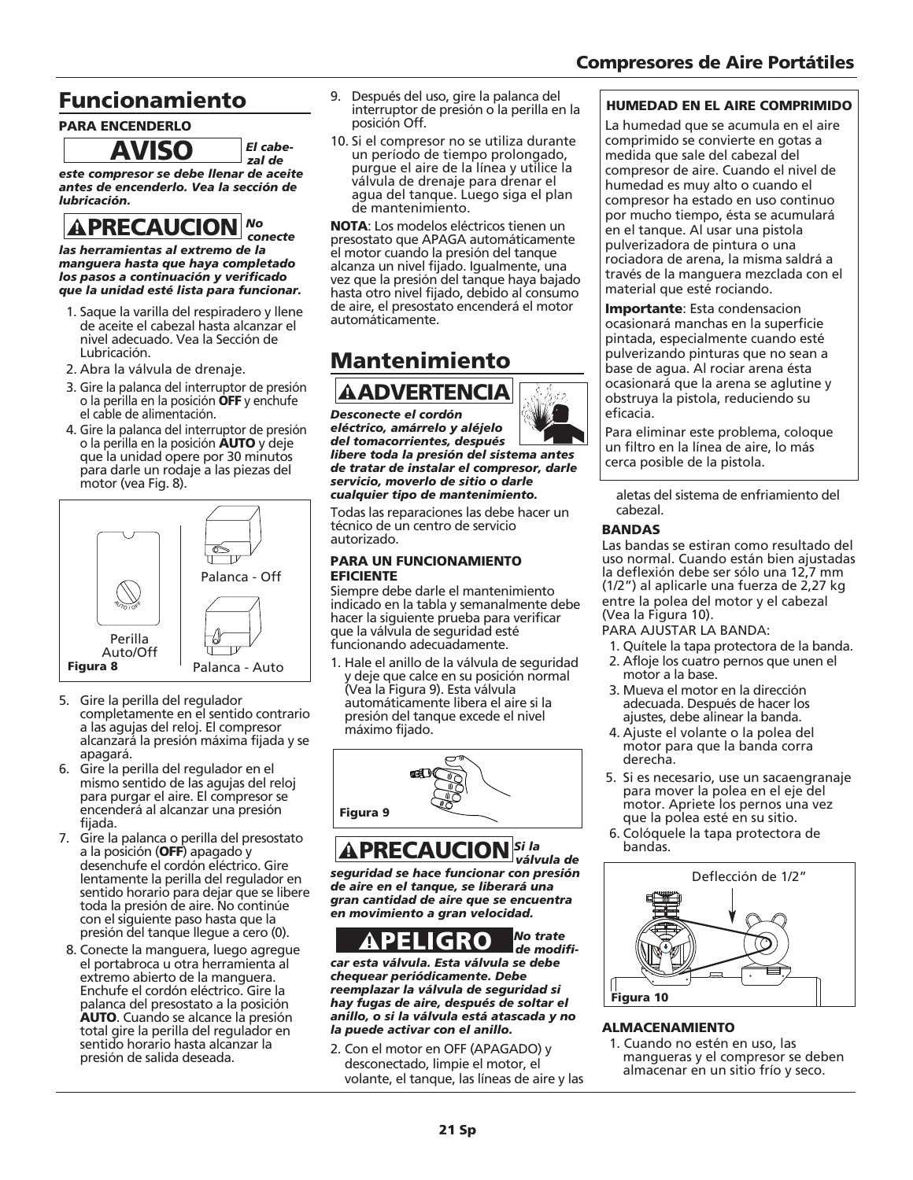## Funcionamiento

**PARA ENCENDERLO**

**AVISO** ***El cabezal de este compresor se debe llenar de aceite antes de encenderlo. Vea la sección de lubricación.***

**⚠PRECAUCION** ***No conecte las herramientas al extremo de la manguera hasta que haya completado los pasos a continuación y verificado que la unidad esté lista para funcionar.***

1. Saque la varilla del respiradero y llene de aceite el cabezal hasta alcanzar el nivel adecuado. Vea la Sección de Lubricación.
2. Abra la válvula de drenaje.
3. Gire la palanca del interruptor de presión o la perilla en la posición **OFF** y enchufe el cable de alimentación.
4. Gire la palanca del interruptor de presión o la perilla en la posición **AUTO** y deje que la unidad opere por 30 minutos para darle un rodaje a las piezas del motor (vea Fig. 8).

Perilla Auto/Off — Palanca - Off — Palanca - Auto

**Figura 8**

5. Gire la perilla del regulador completamente en el sentido contrario a las agujas del reloj. El compresor alcanzará la presión máxima fijada y se apagará.
6. Gire la perilla del regulador en el mismo sentido de las agujas del reloj para purgar el aire. El compresor se encenderá al alcanzar una presión fijada.
7. Gire la palanca o perilla del presostato a la posición (**OFF**) apagado y desenchufe el cordón eléctrico. Gire lentamente la perilla del regulador en sentido horario para dejar que se libere toda la presión de aire. No continúe con el siguiente paso hasta que la presión del tanque llegue a cero (0).
8. Conecte la manguera, luego agregue el portabroca u otra herramienta al extremo abierto de la manguera. Enchufe el cordón eléctrico. Gire la palanca del presostato a la posición **AUTO**. Cuando se alcance la presión total gire la perilla del regulador en sentido horario hasta alcanzar la presión de salida deseada.
9. Después del uso, gire la palanca del interruptor de presión o la perilla en la posición Off.
10. Si el compresor no se utiliza durante un período de tiempo prolongado, purgue el aire de la línea y utilice la válvula de drenaje para drenar el agua del tanque. Luego siga el plan de mantenimiento.

**NOTA**: Los modelos eléctricos tienen un presostato que APAGA automáticamente el motor cuando la presión del tanque alcanza un nivel fijado. Igualmente, una vez que la presión del tanque haya bajado hasta otro nivel fijado, debido al consumo de aire, el presostato encenderá el motor automáticamente.

## Mantenimiento

**⚠ADVERTENCIA**

***Desconecte el cordón eléctrico, amárrelo y aléjelo del tomacorrientes, después libere toda la presión del sistema antes de tratar de instalar el compresor, darle servicio, moverlo de sitio o darle cualquier tipo de mantenimiento.***

Todas las reparaciones las debe hacer un técnico de un centro de servicio autorizado.

**PARA UN FUNCIONAMIENTO EFICIENTE**

Siempre debe darle el mantenimiento indicado en la tabla y semanalmente debe hacer la siguiente prueba para verificar que la válvula de seguridad esté funcionando adecuadamente.

1. Hale el anillo de la válvula de seguridad y deje que calce en su posición normal (Vea la Figura 9). Esta válvula automáticamente libera el aire si la presión del tanque excede el nivel máximo fijado.

**Figura 9**

**⚠PRECAUCION** ***Si la válvula de seguridad se hace funcionar con presión de aire en el tanque, se liberará una gran cantidad de aire que se encuentra en movimiento a gran velocidad.***

**⚠PELIGRO** ***No trate de modificar esta válvula. Esta válvula se debe chequear periódicamente. Debe reemplazar la válvula de seguridad si hay fugas de aire, después de soltar el anillo, o si la válvula está atascada y no la puede activar con el anillo.***

2. Con el motor en OFF (APAGADO) y desconectado, limpie el motor, el volante, el tanque, las líneas de aire y las aletas del sistema de enfriamiento del cabezal.

**HUMEDAD EN EL AIRE COMPRIMIDO**

La humedad que se acumula en el aire comprimido se convierte en gotas a medida que sale del cabezal del compresor de aire. Cuando el nivel de humedad es muy alto o cuando el compresor ha estado en uso continuo por mucho tiempo, ésta se acumulará en el tanque. Al usar una pistola pulverizadora de pintura o una rociadora de arena, la misma saldrá a través de la manguera mezclada con el material que esté rociando.

**Importante**: Esta condensacion ocasionará manchas en la superficie pintada, especialmente cuando esté pulverizando pinturas que no sean a base de agua. Al rociar arena ésta ocasionará que la arena se aglutine y obstruya la pistola, reduciendo su eficacia.

Para eliminar este problema, coloque un filtro en la línea de aire, lo más cerca posible de la pistola.

**BANDAS**

Las bandas se estiran como resultado del uso normal. Cuando están bien ajustadas la deflexión debe ser sólo una 12,7 mm (1/2") al aplicarle una fuerza de 2,27 kg entre la polea del motor y el cabezal (Vea la Figura 10).

PARA AJUSTAR LA BANDA:

1. Quítele la tapa protectora de la banda.
2. Afloje los cuatro pernos que unen el motor a la base.
3. Mueva el motor en la dirección adecuada. Después de hacer los ajustes, debe alinear la banda.
4. Ajuste el volante o la polea del motor para que la banda corra derecha.
5. Si es necesario, use un sacaengranaje para mover la polea en el eje del motor. Apriete los pernos una vez que la polea esté en su sitio.
6. Colóquele la tapa protectora de bandas.

Deflección de 1/2"

**Figura 10**

**ALMACENAMIENTO**

1. Cuando no estén en uso, las mangueras y el compresor se deben almacenar en un sitio frío y seco.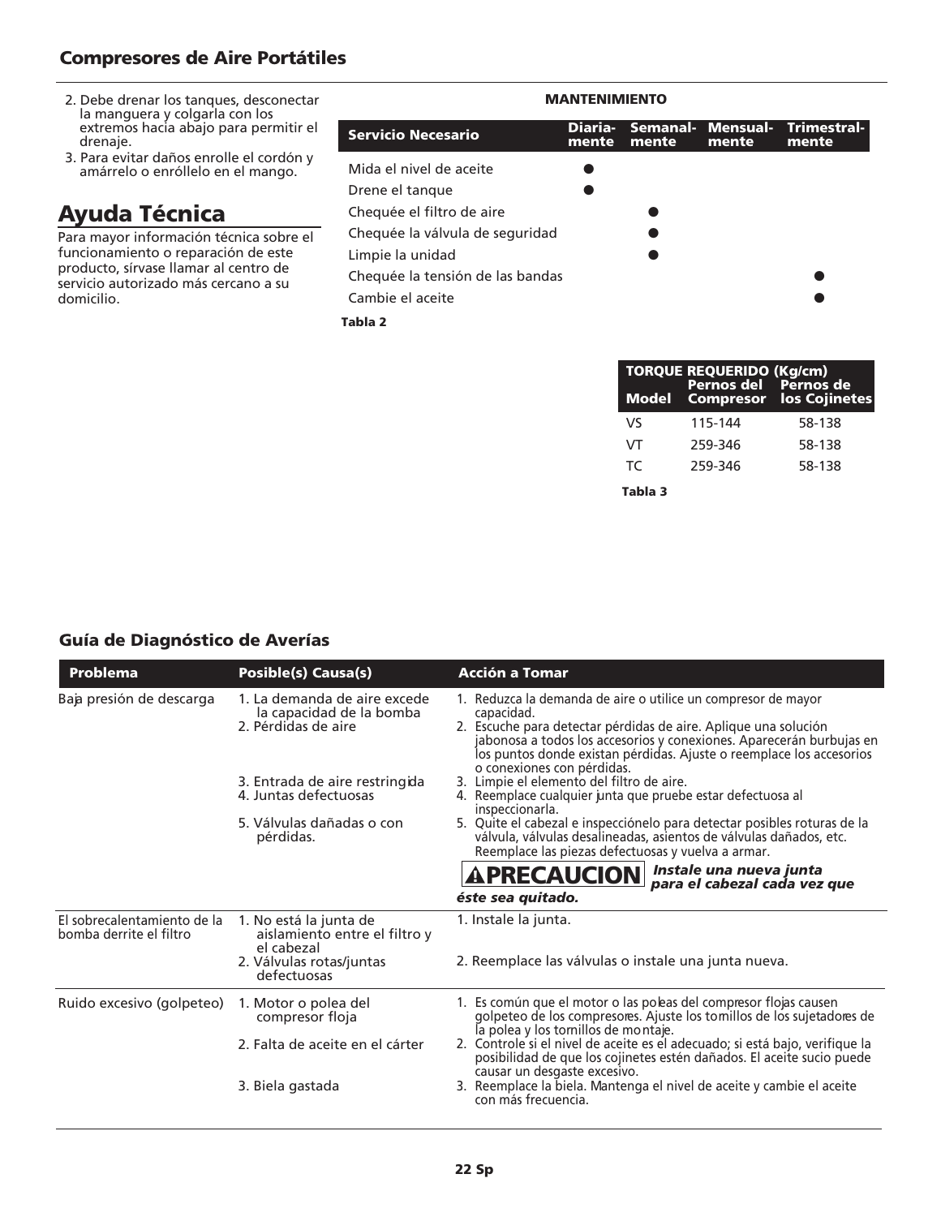2. Debe drenar los tanques, desconectar la manguera y colgarla con los extremos hacia abajo para permitir el drenaje.
3. Para evitar daños enrolle el cordón y amárrelo o enróllelo en el mango.

## Ayuda Técnica

Para mayor información técnica sobre el funcionamiento o reparación de este producto, sírvase llamar al centro de servicio autorizado más cercano a su domicilio.

**MANTENIMIENTO**

| Servicio Necesario | Diariamente | Semanalmente | Mensualmente | Trimestralmente |
|---|---|---|---|---|
| Mida el nivel de aceite | ● | | | |
| Drene el tanque | ● | | | |
| Chequée el filtro de aire | | ● | | |
| Chequée la válvula de seguridad | | ● | | |
| Limpie la unidad | | ● | | |
| Chequée la tensión de las bandas | | | | ● |
| Cambie el aceite | | | | ● |

**Tabla 2**

| TORQUE REQUERIDO (Kg/cm) | | |
|---|---|---|
| Model | Pernos del Compresor | Pernos de los Cojinetes |
| VS | 115-144 | 58-138 |
| VT | 259-346 | 58-138 |
| TC | 259-346 | 58-138 |

**Tabla 3**

### Guía de Diagnóstico de Averías

| Problema | Posible(s) Causa(s) | Acción a Tomar |
|---|---|---|
| Baja presión de descarga | 1. La demanda de aire excede la capacidad de la bomba | 1. Reduzca la demanda de aire o utilice un compresor de mayor capacidad. |
| | 2. Pérdidas de aire | 2. Escuche para detectar pérdidas de aire. Aplique una solución jabonosa a todos los accesorios y conexiones. Aparecerán burbujas en los puntos donde existan pérdidas. Ajuste o reemplace los accesorios o conexiones con pérdidas. |
| | 3. Entrada de aire restringida | 3. Limpie el elemento del filtro de aire. |
| | 4. Juntas defectuosas | 4. Reemplace cualquier junta que pruebe estar defectuosa al inspeccionarla. |
| | 5. Válvulas dañadas o con pérdidas. | 5. Quite el cabezal e inspecciónelo para detectar posibles roturas de la válvula, válvulas desalineadas, asientos de válvulas dañados, etc. Reemplace las piezas defectuosas y vuelva a armar. **⚠PRECAUCION** ***Instale una nueva junta para el cabezal cada vez que éste sea quitado.*** |
| El sobrecalentamiento de la bomba derrite el filtro | 1. No está la junta de aislamiento entre el filtro y el cabezal | 1. Instale la junta. |
| | 2. Válvulas rotas/juntas defectuosas | 2. Reemplace las válvulas o instale una junta nueva. |
| Ruido excesivo (golpeteo) | 1. Motor o polea del compresor floja | 1. Es común que el motor o las poleas del compresor flojas causen golpeteo de los compresores. Ajuste los tornillos de los sujetadores de la polea y los tornillos de montaje. |
| | 2. Falta de aceite en el cárter | 2. Controle si el nivel de aceite es el adecuado; si está bajo, verifique la posibilidad de que los cojinetes estén dañados. El aceite sucio puede causar un desgaste excesivo. |
| | 3. Biela gastada | 3. Reemplace la biela. Mantenga el nivel de aceite y cambie el aceite con más frecuencia. |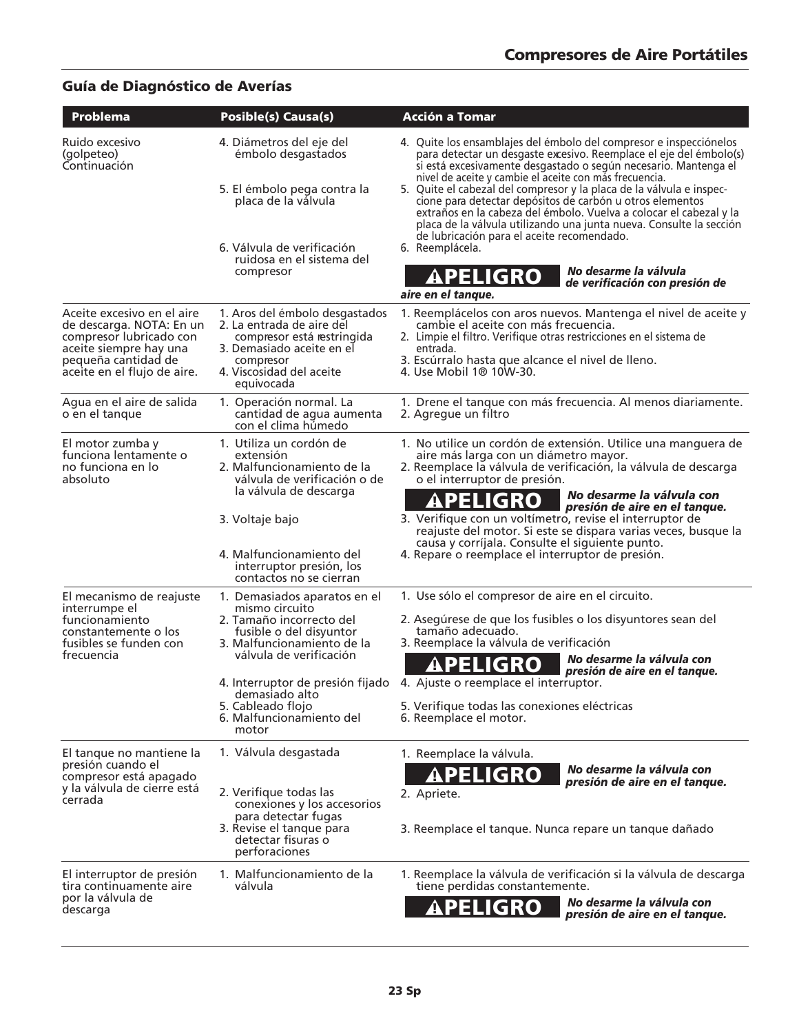## Guía de Diagnóstico de Averías

| Problema | Posible(s) Causa(s) | Acción a Tomar |
|---|---|---|
| Ruido excesivo (golpeteo) Continuación | 4. Diámetros del eje del émbolo desgastados | 4. Quite los ensamblajes del émbolo del compresor e inspecciónelos para detectar un desgaste excesivo. Reemplace el eje del émbolo(s) si está excesivamente desgastado o según necesario. Mantenga el nivel de aceite y cambie el aceite con más frecuencia. |
| | 5. El émbolo pega contra la placa de la válvula | 5. Quite el cabezal del compresor y la placa de la válvula e inspeccione para detectar depósitos de carbón u otros elementos extraños en la cabeza del émbolo. Vuelva a colocar el cabezal y la placa de la válvula utilizando una junta nueva. Consulte la sección de lubricación para el aceite recomendado. |
| | 6. Válvula de verificación ruidosa en el sistema del compresor | 6. Reemplácela. **⚠PELIGRO** ***No desarme la válvula de verificación con presión de aire en el tanque.*** |
| Aceite excesivo en el aire de descarga. NOTA: En un compresor lubricado con aceite siempre hay una pequeña cantidad de aceite en el flujo de aire. | 1. Aros del émbolo desgastados<br>2. La entrada de aire del compresor está restringida<br>3. Demasiado aceite en el compresor<br>4. Viscosidad del aceite equivocada | 1. Reemplácelos con aros nuevos. Mantenga el nivel de aceite y cambie el aceite con más frecuencia.<br>2. Limpie el filtro. Verifique otras restricciones en el sistema de entrada.<br>3. Escúrralo hasta que alcance el nivel de lleno.<br>4. Use Mobil 1® 10W-30. |
| Agua en el aire de salida o en el tanque | 1. Operación normal. La cantidad de agua aumenta con el clima húmedo | 1. Drene el tanque con más frecuencia. Al menos diariamente.<br>2. Agregue un filtro |
| El motor zumba y funciona lentamente o no funciona en lo absoluto | 1. Utiliza un cordón de extensión | 1. No utilice un cordón de extensión. Utilice una manguera de aire más larga con un diámetro mayor. |
| | 2. Malfuncionamiento de la válvula de verificación o de la válvula de descarga | 2. Reemplace la válvula de verificación, la válvula de descarga o el interruptor de presión. **⚠PELIGRO** ***No desarme la válvula con presión de aire en el tanque.*** |
| | 3. Voltaje bajo | 3. Verifique con un voltímetro, revise el interruptor de reajuste del motor. Si este se dispara varias veces, busque la causa y corríjala. Consulte el siguiente punto. |
| | 4. Malfuncionamiento del interruptor presión, los contactos no se cierran | 4. Repare o reemplace el interruptor de presión. |
| El mecanismo de reajuste interrumpe el funcionamiento constantemente o los fusibles se funden con frecuencia | 1. Demasiados aparatos en el mismo circuito | 1. Use sólo el compresor de aire en el circuito. |
| | 2. Tamaño incorrecto del fusible o del disyuntor | 2. Asegúrese de que los fusibles o los disyuntores sean del tamaño adecuado. |
| | 3. Malfuncionamiento de la válvula de verificación | 3. Reemplace la válvula de verificación **⚠PELIGRO** ***No desarme la válvula con presión de aire en el tanque.*** |
| | 4. Interruptor de presión fijado demasiado alto | 4. Ajuste o reemplace el interruptor. |
| | 5. Cableado flojo | 5. Verifique todas las conexiones eléctricas |
| | 6. Malfuncionamiento del motor | 6. Reemplace el motor. |
| El tanque no mantiene la presión cuando el compresor está apagado y la válvula de cierre está cerrada | 1. Válvula desgastada | 1. Reemplace la válvula. **⚠PELIGRO** ***No desarme la válvula con presión de aire en el tanque.*** |
| | 2. Verifique todas las conexiones y los accesorios para detectar fugas | 2. Apriete. |
| | 3. Revise el tanque para detectar fisuras o perforaciones | 3. Reemplace el tanque. Nunca repare un tanque dañado |
| El interruptor de presión tira continuamente aire por la válvula de descarga | 1. Malfuncionamiento de la válvula | 1. Reemplace la válvula de verificación si la válvula de descarga tiene perdidas constantemente. **⚠PELIGRO** ***No desarme la válvula con presión de aire en el tanque.*** |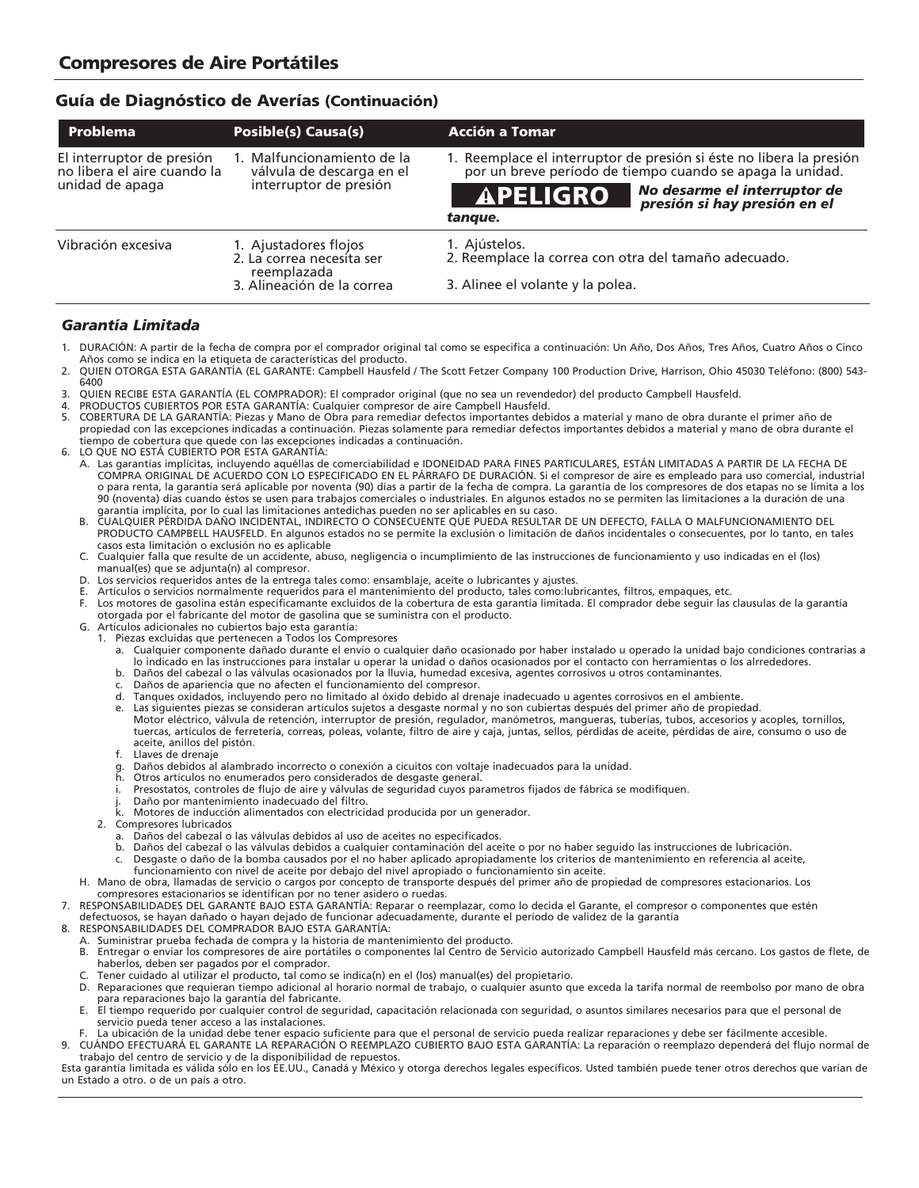## Compresores de Aire Portátiles

### Guía de Diagnóstico de Averías (Continuación)

| Problema | Posible(s) Causa(s) | Acción a Tomar |
|---|---|---|
| El interruptor de presión no libera el aire cuando la unidad de apaga | 1. Malfuncionamiento de la válvula de descarga en el interruptor de presión | 1. Reemplace el interruptor de presión si éste no libera la presión por un breve período de tiempo cuando se apaga la unidad. **⚠PELIGRO** ***No desarme el interruptor de presión si hay presión en el tanque.*** |
| Vibración excesiva | 1. Ajustadores flojos<br>2. La correa necesita ser reemplazada<br>3. Alineación de la correa | 1. Ajústelos.<br>2. Reemplace la correa con otra del tamaño adecuado.<br>3. Alinee el volante y la polea. |

### *Garantía Limitada*

1. DURACIÓN: A partir de la fecha de compra por el comprador original tal como se especifica a continuación: Un Año, Dos Años, Tres Años, Cuatro Años o Cinco Años como se indica en la etiqueta de características del producto.
2. QUIEN OTORGA ESTA GARANTÍA (EL GARANTE: Campbell Hausfeld / The Scott Fetzer Company 100 Production Drive, Harrison, Ohio 45030 Teléfono: (800) 543-6400
3. QUIEN RECIBE ESTA GARANTÍA (EL COMPRADOR): El comprador original (que no sea un revendedor) del producto Campbell Hausfeld.
4. PRODUCTOS CUBIERTOS POR ESTA GARANTÍA: Cualquier compresor de aire Campbell Hausfeld.
5. COBERTURA DE LA GARANTÍA: Piezas y Mano de Obra para remediar defectos importantes debidos a material y mano de obra durante el primer año de propiedad con las excepciones indicadas a continuación. Piezas solamente para remediar defectos importantes debidos a material y mano de obra durante el tiempo de cobertura que quede con las excepciones indicadas a continuación.
6. LO QUE NO ESTÁ CUBIERTO POR ESTA GARANTÍA:
   A. Las garantías implícitas, incluyendo aquéllas de comerciabilidad e IDONEIDAD PARA FINES PARTICULARES, ESTÁN LIMITADAS A PARTIR DE LA FECHA DE COMPRA ORIGINAL DE ACUERDO CON LO ESPECIFICADO EN EL PÁRRAFO DE DURACIÓN. Si el compresor de aire es empleado para uso comercial, industrial o para renta, la garantía será aplicable por noventa (90) días a partir de la fecha de compra. La garantía de los compresores de dos etapas no se limita a los 90 (noventa) días cuando éstos se usen para trabajos comerciales o industriales. En algunos estados no se permiten las limitaciones a la duración de una garantía implícita, por lo cual las limitaciones antedichas pueden no ser aplicables en su caso.
   B. CUALQUIER PÉRDIDA DAÑO INCIDENTAL, INDIRECTO O CONSECUENTE QUE PUEDA RESULTAR DE UN DEFECTO, FALLA O MALFUNCIONAMIENTO DEL PRODUCTO CAMPBELL HAUSFELD. En algunos estados no se permite la exclusión o limitación de daños incidentales o consecuentes, por lo tanto, en tales casos esta limitación o exclusión no es aplicable
   C. Cualquier falla que resulte de un accidente, abuso, negligencia o incumplimiento de las instrucciones de funcionamiento y uso indicadas en el (los) manual(es) que se adjunta(n) al compresor.
   D. Los servicios requeridos antes de la entrega tales como: ensamblaje, aceite o lubricantes y ajustes.
   E. Artículos o servicios normalmente requeridos para el mantenimiento del producto, tales como:lubricantes, filtros, empaques, etc.
   F. Los motores de gasolina están específicamente excluidos de la cobertura de esta garantía limitada. El comprador debe seguir las clausulas de la garantía otorgada por el fabricante del motor de gasolina que se suministra con el producto.
   G. Artículos adicionales no cubiertos bajo esta garantía:
      1. Piezas excluidas que pertenecen a Todos los Compresores
         a. Cualquier componente dañado durante el envío o cualquier daño ocasionado por haber instalado u operado la unidad bajo condiciones contrarias a lo indicado en las instrucciones para instalar u operar la unidad o daños ocasionados por el contacto con herramientas o los alrrededores.
         b. Daños del cabezal o las válvulas ocasionados por la lluvia, humedad excesiva, agentes corrosivos u otros contaminantes.
         c. Daños de apariencia que no afecten el funcionamiento del compresor.
         d. Tanques oxidados, incluyendo pero no limitado al óxido debido al drenaje inadecuado o agentes corrosivos en el ambiente.
         e. Las siguientes piezas se consideran artículos sujetos a desgaste normal y no son cubiertas después del primer año de propiedad. Motor eléctrico, válvula de retención, interruptor de presión, regulador, manómetros, mangueras, tuberías, tubos, accesorios y acoples, tornillos, tuercas, artículos de ferretería, correas, poleas, volante, filtro de aire y caja, juntas, sellos, pérdidas de aceite, pérdidas de aire, consumo o uso de aceite, anillos del pistón.
         f. Llaves de drenaje
         g. Daños debidos al alambrado incorrecto o conexión a cicuitos con voltaje inadecuados para la unidad.
         h. Otros artículos no enumerados pero considerados de desgaste general.
         i. Presostatos, controles de flujo de aire y válvulas de seguridad cuyos parametros fijados de fábrica se modifiquen.
         j. Daño por mantenimiento inadecuado del filtro.
         k. Motores de inducción alimentados con electricidad producida por un generador.
      2. Compresores lubricados
         a. Daños del cabezal o las válvulas debidos al uso de aceites no especificados.
         b. Daños del cabezal o las válvulas debidos a cualquier contaminación del aceite o por no haber seguido las instrucciones de lubricación.
         c. Desgaste o daño de la bomba causados por el no haber aplicado apropiadamente los criterios de mantenimiento en referencia al aceite, funcionamiento con nivel de aceite por debajo del nivel apropiado o funcionamiento sin aceite.
   H. Mano de obra, llamadas de servicio o cargos por concepto de transporte después del primer año de propiedad de compresores estacionarios. Los compresores estacionarios se identifican por no tener asidero o ruedas.
7. RESPONSABILIDADES DEL GARANTE BAJO ESTA GARANTÍA: Reparar o reemplazar, como lo decida el Garante, el compresor o componentes que estén defectuosos, se hayan dañado o hayan dejado de funcionar adecuadamente, durante el período de validez de la garantía
8. RESPONSABILIDADES DEL COMPRADOR BAJO ESTA GARANTÍA:
   A. Suministrar prueba fechada de compra y la historia de mantenimiento del producto.
   B. Entregar o enviar los compresores de aire portátiles o componentes lal Centro de Servicio autorizado Campbell Hausfeld más cercano. Los gastos de flete, de haberlos, deben ser pagados por el comprador.
   C. Tener cuidado al utilizar el producto, tal como se indica(n) en el (los) manual(es) del propietario.
   D. Reparaciones que requieran tiempo adicional al horario normal de trabajo, o cualquier asunto que exceda la tarifa normal de reembolso por mano de obra para reparaciones bajo la garantía del fabricante.
   E. El tiempo requerido por cualquier control de seguridad, capacitación relacionada con seguridad, o asuntos similares necesarios para que el personal de servicio pueda tener acceso a las instalaciones.
   F. La ubicación de la unidad debe tener espacio suficiente para que el personal de servicio pueda realizar reparaciones y debe ser fácilmente accesible.
9. CUÁNDO EFECTUARÁ EL GARANTE LA REPARACIÓN O REEMPLAZO CUBIERTO BAJO ESTA GARANTÍA: La reparación o reemplazo dependerá del flujo normal de trabajo del centro de servicio y de la disponibilidad de repuestos.

Esta garantía limitada es válida sólo en los EE.UU., Canadá y México y otorga derechos legales específicos. Usted también puede tener otros derechos que varían de un Estado a otro. o de un país a otro.